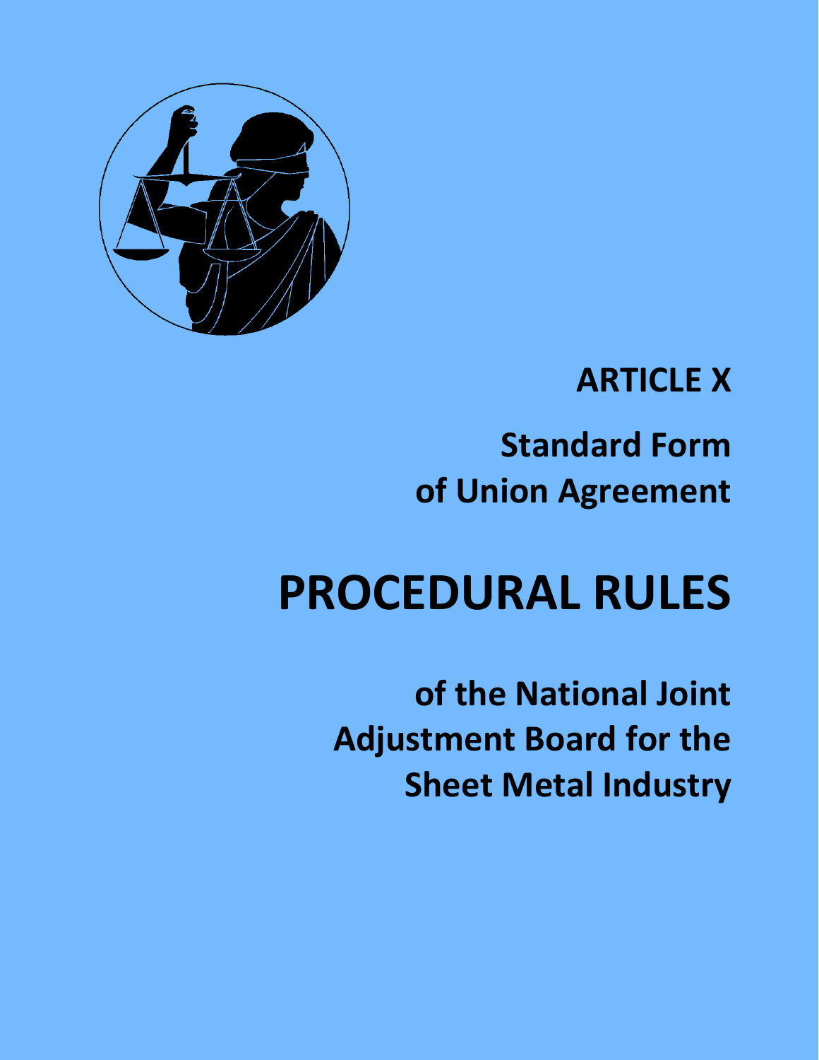## ARTICLE X

## Standard Form of Union Agreement

# PROCEDURAL RULES

## of the National Joint Adjustment Board for the Sheet Metal Industry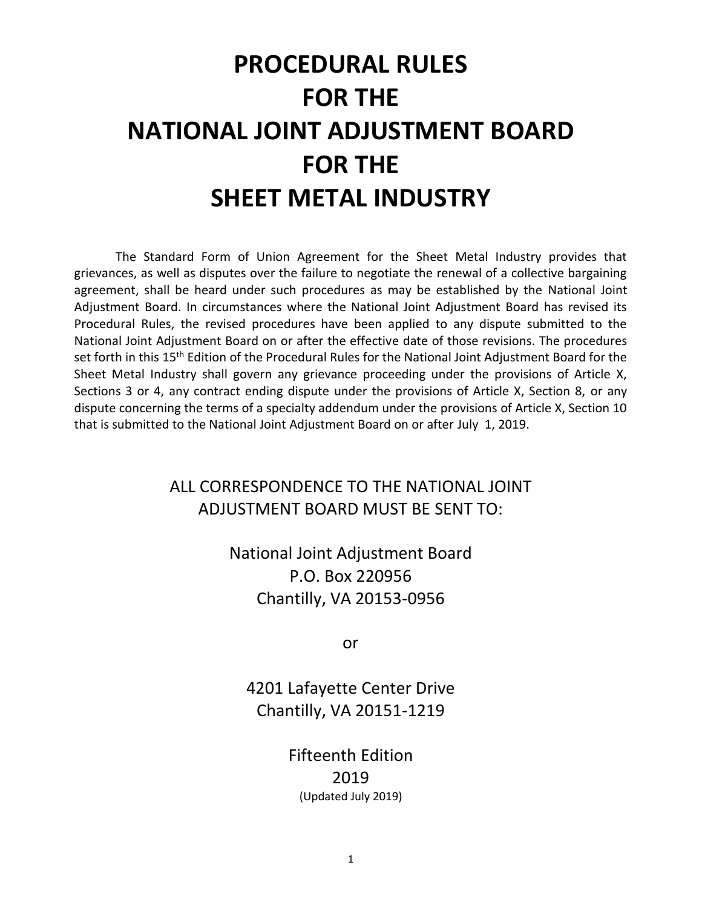# PROCEDURAL RULES FOR THE NATIONAL JOINT ADJUSTMENT BOARD FOR THE SHEET METAL INDUSTRY

The Standard Form of Union Agreement for the Sheet Metal Industry provides that grievances, as well as disputes over the failure to negotiate the renewal of a collective bargaining agreement, shall be heard under such procedures as may be established by the National Joint Adjustment Board. In circumstances where the National Joint Adjustment Board has revised its Procedural Rules, the revised procedures have been applied to any dispute submitted to the National Joint Adjustment Board on or after the effective date of those revisions. The procedures set forth in this 15th Edition of the Procedural Rules for the National Joint Adjustment Board for the Sheet Metal Industry shall govern any grievance proceeding under the provisions of Article X, Sections 3 or 4, any contract ending dispute under the provisions of Article X, Section 8, or any dispute concerning the terms of a specialty addendum under the provisions of Article X, Section 10 that is submitted to the National Joint Adjustment Board on or after July 1, 2019.

ALL CORRESPONDENCE TO THE NATIONAL JOINT ADJUSTMENT BOARD MUST BE SENT TO:

National Joint Adjustment Board
P.O. Box 220956
Chantilly, VA 20153-0956

or

4201 Lafayette Center Drive
Chantilly, VA 20151-1219

Fifteenth Edition
2019
(Updated July 2019)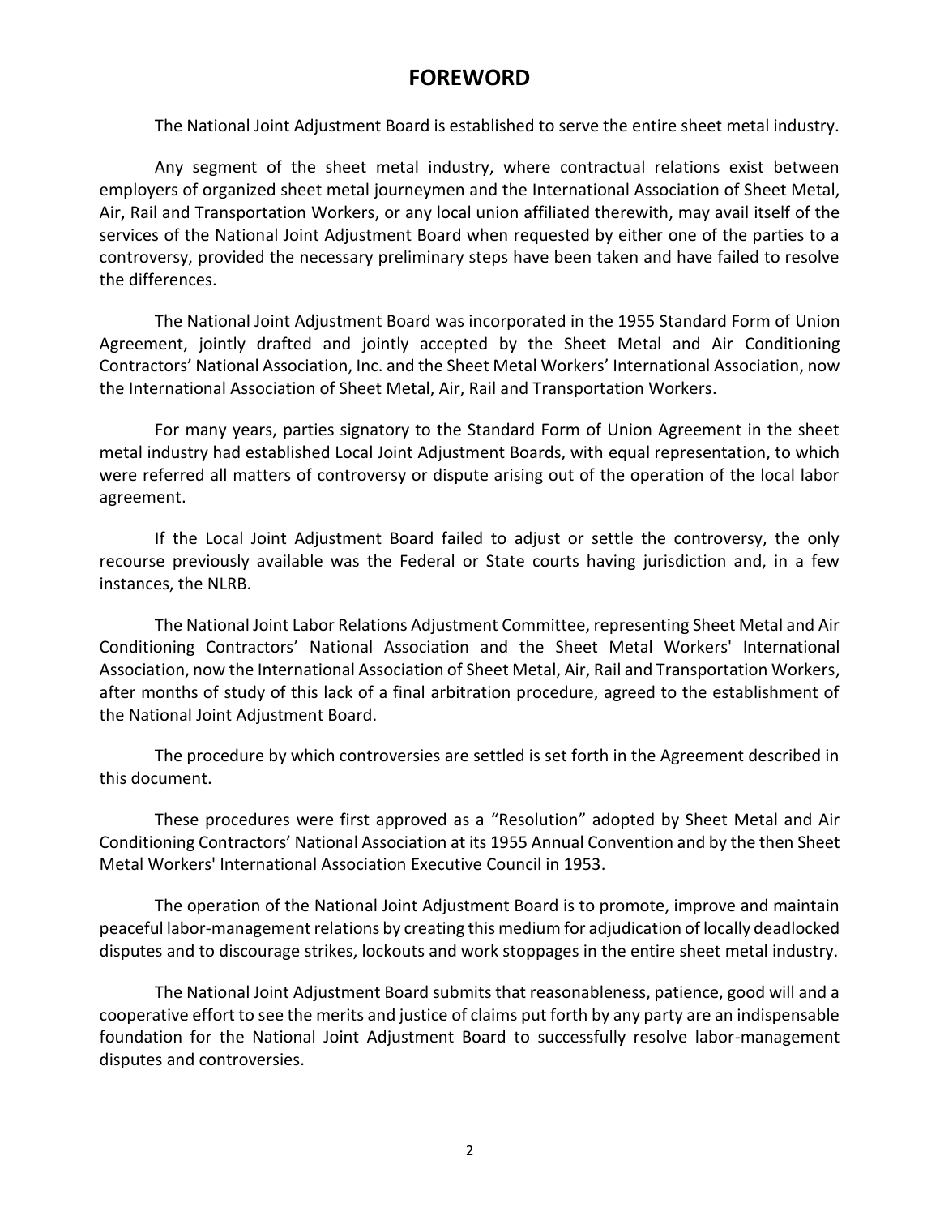# FOREWORD

The National Joint Adjustment Board is established to serve the entire sheet metal industry.

Any segment of the sheet metal industry, where contractual relations exist between employers of organized sheet metal journeymen and the International Association of Sheet Metal, Air, Rail and Transportation Workers, or any local union affiliated therewith, may avail itself of the services of the National Joint Adjustment Board when requested by either one of the parties to a controversy, provided the necessary preliminary steps have been taken and have failed to resolve the differences.

The National Joint Adjustment Board was incorporated in the 1955 Standard Form of Union Agreement, jointly drafted and jointly accepted by the Sheet Metal and Air Conditioning Contractors' National Association, Inc. and the Sheet Metal Workers' International Association, now the International Association of Sheet Metal, Air, Rail and Transportation Workers.

For many years, parties signatory to the Standard Form of Union Agreement in the sheet metal industry had established Local Joint Adjustment Boards, with equal representation, to which were referred all matters of controversy or dispute arising out of the operation of the local labor agreement.

If the Local Joint Adjustment Board failed to adjust or settle the controversy, the only recourse previously available was the Federal or State courts having jurisdiction and, in a few instances, the NLRB.

The National Joint Labor Relations Adjustment Committee, representing Sheet Metal and Air Conditioning Contractors' National Association and the Sheet Metal Workers' International Association, now the International Association of Sheet Metal, Air, Rail and Transportation Workers, after months of study of this lack of a final arbitration procedure, agreed to the establishment of the National Joint Adjustment Board.

The procedure by which controversies are settled is set forth in the Agreement described in this document.

These procedures were first approved as a "Resolution" adopted by Sheet Metal and Air Conditioning Contractors' National Association at its 1955 Annual Convention and by the then Sheet Metal Workers' International Association Executive Council in 1953.

The operation of the National Joint Adjustment Board is to promote, improve and maintain peaceful labor-management relations by creating this medium for adjudication of locally deadlocked disputes and to discourage strikes, lockouts and work stoppages in the entire sheet metal industry.

The National Joint Adjustment Board submits that reasonableness, patience, good will and a cooperative effort to see the merits and justice of claims put forth by any party are an indispensable foundation for the National Joint Adjustment Board to successfully resolve labor-management disputes and controversies.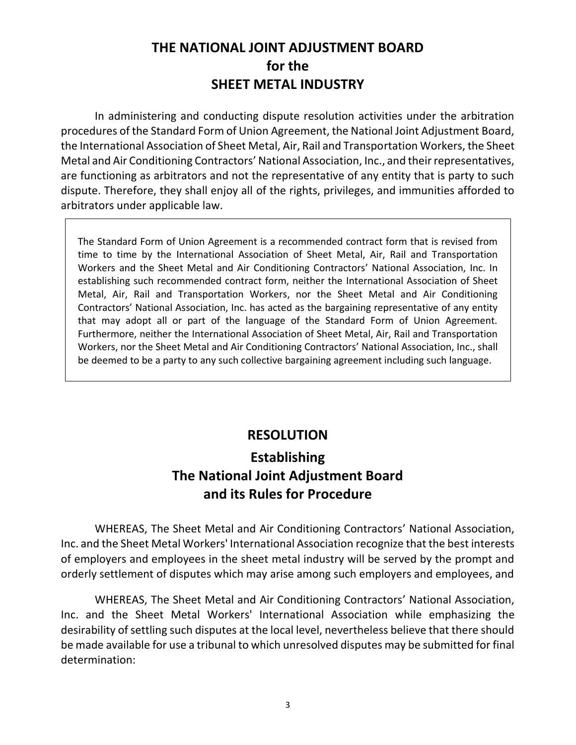# THE NATIONAL JOINT ADJUSTMENT BOARD
# for the
# SHEET METAL INDUSTRY

In administering and conducting dispute resolution activities under the arbitration procedures of the Standard Form of Union Agreement, the National Joint Adjustment Board, the International Association of Sheet Metal, Air, Rail and Transportation Workers, the Sheet Metal and Air Conditioning Contractors' National Association, Inc., and their representatives, are functioning as arbitrators and not the representative of any entity that is party to such dispute. Therefore, they shall enjoy all of the rights, privileges, and immunities afforded to arbitrators under applicable law.

> The Standard Form of Union Agreement is a recommended contract form that is revised from time to time by the International Association of Sheet Metal, Air, Rail and Transportation Workers and the Sheet Metal and Air Conditioning Contractors' National Association, Inc. In establishing such recommended contract form, neither the International Association of Sheet Metal, Air, Rail and Transportation Workers, nor the Sheet Metal and Air Conditioning Contractors' National Association, Inc. has acted as the bargaining representative of any entity that may adopt all or part of the language of the Standard Form of Union Agreement. Furthermore, neither the International Association of Sheet Metal, Air, Rail and Transportation Workers, nor the Sheet Metal and Air Conditioning Contractors' National Association, Inc., shall be deemed to be a party to any such collective bargaining agreement including such language.

## RESOLUTION

## Establishing The National Joint Adjustment Board and its Rules for Procedure

WHEREAS, The Sheet Metal and Air Conditioning Contractors' National Association, Inc. and the Sheet Metal Workers' International Association recognize that the best interests of employers and employees in the sheet metal industry will be served by the prompt and orderly settlement of disputes which may arise among such employers and employees, and

WHEREAS, The Sheet Metal and Air Conditioning Contractors' National Association, Inc. and the Sheet Metal Workers' International Association while emphasizing the desirability of settling such disputes at the local level, nevertheless believe that there should be made available for use a tribunal to which unresolved disputes may be submitted for final determination: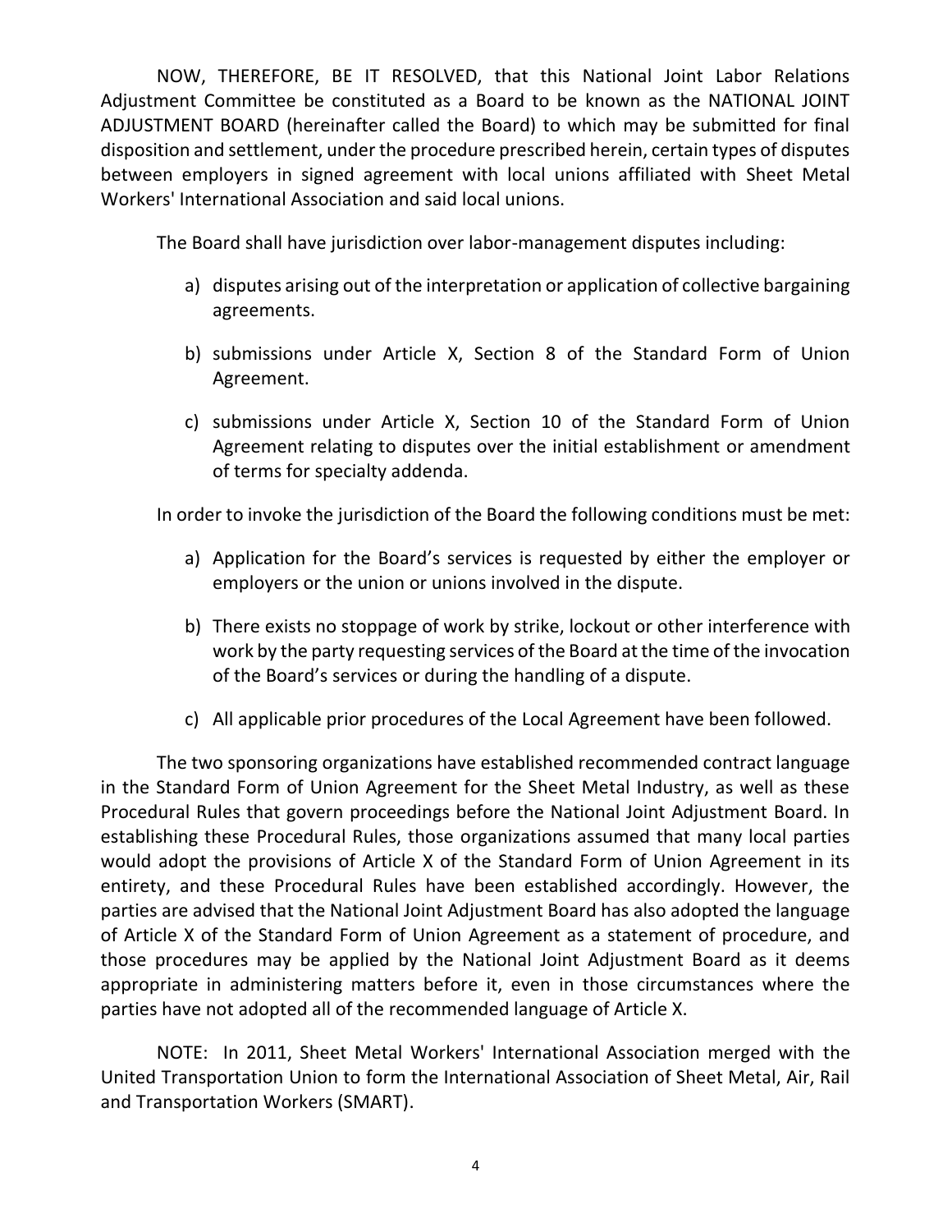NOW, THEREFORE, BE IT RESOLVED, that this National Joint Labor Relations Adjustment Committee be constituted as a Board to be known as the NATIONAL JOINT ADJUSTMENT BOARD (hereinafter called the Board) to which may be submitted for final disposition and settlement, under the procedure prescribed herein, certain types of disputes between employers in signed agreement with local unions affiliated with Sheet Metal Workers' International Association and said local unions.

The Board shall have jurisdiction over labor-management disputes including:

a) disputes arising out of the interpretation or application of collective bargaining agreements.

b) submissions under Article X, Section 8 of the Standard Form of Union Agreement.

c) submissions under Article X, Section 10 of the Standard Form of Union Agreement relating to disputes over the initial establishment or amendment of terms for specialty addenda.

In order to invoke the jurisdiction of the Board the following conditions must be met:

a) Application for the Board's services is requested by either the employer or employers or the union or unions involved in the dispute.

b) There exists no stoppage of work by strike, lockout or other interference with work by the party requesting services of the Board at the time of the invocation of the Board's services or during the handling of a dispute.

c) All applicable prior procedures of the Local Agreement have been followed.

The two sponsoring organizations have established recommended contract language in the Standard Form of Union Agreement for the Sheet Metal Industry, as well as these Procedural Rules that govern proceedings before the National Joint Adjustment Board. In establishing these Procedural Rules, those organizations assumed that many local parties would adopt the provisions of Article X of the Standard Form of Union Agreement in its entirety, and these Procedural Rules have been established accordingly. However, the parties are advised that the National Joint Adjustment Board has also adopted the language of Article X of the Standard Form of Union Agreement as a statement of procedure, and those procedures may be applied by the National Joint Adjustment Board as it deems appropriate in administering matters before it, even in those circumstances where the parties have not adopted all of the recommended language of Article X.

NOTE: In 2011, Sheet Metal Workers' International Association merged with the United Transportation Union to form the International Association of Sheet Metal, Air, Rail and Transportation Workers (SMART).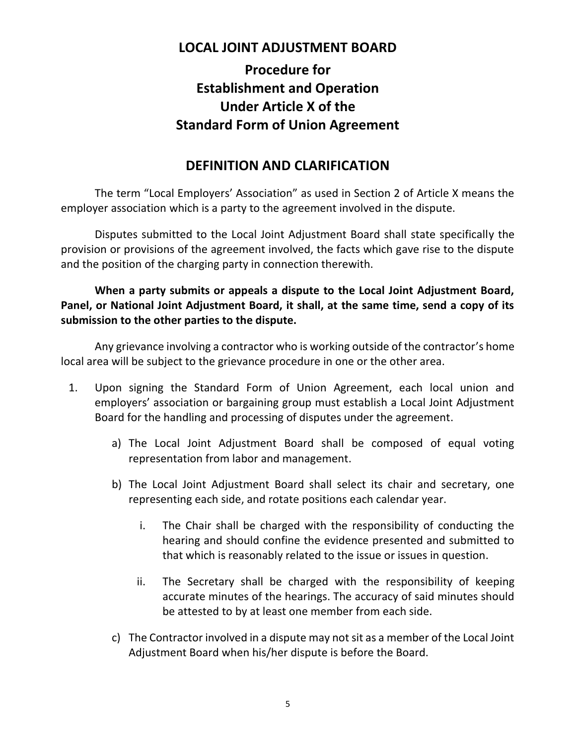## LOCAL JOINT ADJUSTMENT BOARD

## Procedure for Establishment and Operation Under Article X of the Standard Form of Union Agreement

## DEFINITION AND CLARIFICATION

The term "Local Employers' Association" as used in Section 2 of Article X means the employer association which is a party to the agreement involved in the dispute.

Disputes submitted to the Local Joint Adjustment Board shall state specifically the provision or provisions of the agreement involved, the facts which gave rise to the dispute and the position of the charging party in connection therewith.

**When a party submits or appeals a dispute to the Local Joint Adjustment Board, Panel, or National Joint Adjustment Board, it shall, at the same time, send a copy of its submission to the other parties to the dispute.**

Any grievance involving a contractor who is working outside of the contractor's home local area will be subject to the grievance procedure in one or the other area.

1. Upon signing the Standard Form of Union Agreement, each local union and employers' association or bargaining group must establish a Local Joint Adjustment Board for the handling and processing of disputes under the agreement.

    a) The Local Joint Adjustment Board shall be composed of equal voting representation from labor and management.

    b) The Local Joint Adjustment Board shall select its chair and secretary, one representing each side, and rotate positions each calendar year.

        i. The Chair shall be charged with the responsibility of conducting the hearing and should confine the evidence presented and submitted to that which is reasonably related to the issue or issues in question.

        ii. The Secretary shall be charged with the responsibility of keeping accurate minutes of the hearings. The accuracy of said minutes should be attested to by at least one member from each side.

    c) The Contractor involved in a dispute may not sit as a member of the Local Joint Adjustment Board when his/her dispute is before the Board.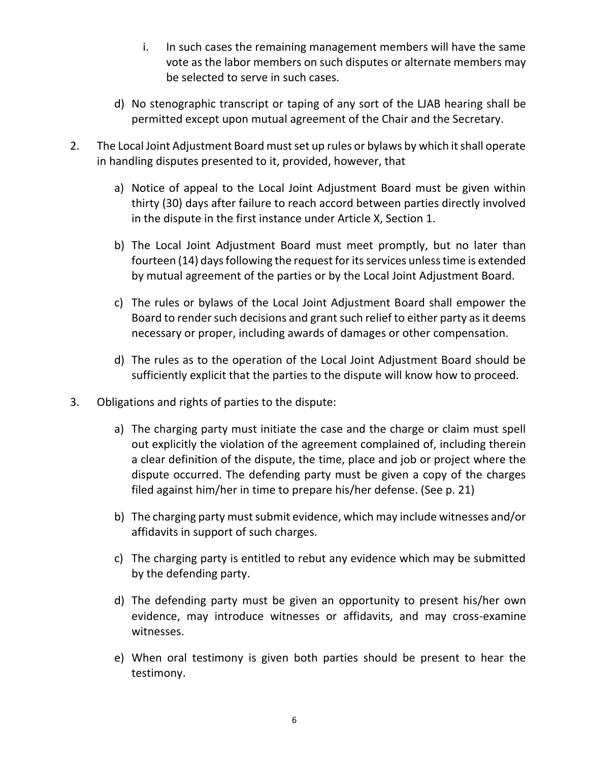i. In such cases the remaining management members will have the same vote as the labor members on such disputes or alternate members may be selected to serve in such cases.

d) No stenographic transcript or taping of any sort of the LJAB hearing shall be permitted except upon mutual agreement of the Chair and the Secretary.

2. The Local Joint Adjustment Board must set up rules or bylaws by which it shall operate in handling disputes presented to it, provided, however, that

   a) Notice of appeal to the Local Joint Adjustment Board must be given within thirty (30) days after failure to reach accord between parties directly involved in the dispute in the first instance under Article X, Section 1.

   b) The Local Joint Adjustment Board must meet promptly, but no later than fourteen (14) days following the request for its services unless time is extended by mutual agreement of the parties or by the Local Joint Adjustment Board.

   c) The rules or bylaws of the Local Joint Adjustment Board shall empower the Board to render such decisions and grant such relief to either party as it deems necessary or proper, including awards of damages or other compensation.

   d) The rules as to the operation of the Local Joint Adjustment Board should be sufficiently explicit that the parties to the dispute will know how to proceed.

3. Obligations and rights of parties to the dispute:

   a) The charging party must initiate the case and the charge or claim must spell out explicitly the violation of the agreement complained of, including therein a clear definition of the dispute, the time, place and job or project where the dispute occurred. The defending party must be given a copy of the charges filed against him/her in time to prepare his/her defense. (See p. 21)

   b) The charging party must submit evidence, which may include witnesses and/or affidavits in support of such charges.

   c) The charging party is entitled to rebut any evidence which may be submitted by the defending party.

   d) The defending party must be given an opportunity to present his/her own evidence, may introduce witnesses or affidavits, and may cross-examine witnesses.

   e) When oral testimony is given both parties should be present to hear the testimony.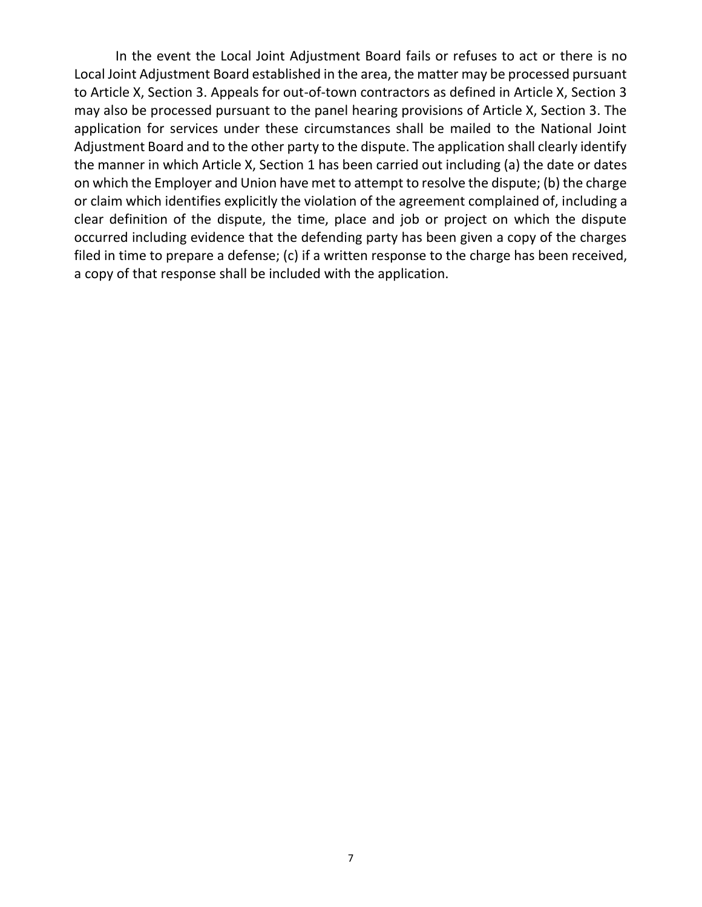In the event the Local Joint Adjustment Board fails or refuses to act or there is no Local Joint Adjustment Board established in the area, the matter may be processed pursuant to Article X, Section 3. Appeals for out-of-town contractors as defined in Article X, Section 3 may also be processed pursuant to the panel hearing provisions of Article X, Section 3. The application for services under these circumstances shall be mailed to the National Joint Adjustment Board and to the other party to the dispute. The application shall clearly identify the manner in which Article X, Section 1 has been carried out including (a) the date or dates on which the Employer and Union have met to attempt to resolve the dispute; (b) the charge or claim which identifies explicitly the violation of the agreement complained of, including a clear definition of the dispute, the time, place and job or project on which the dispute occurred including evidence that the defending party has been given a copy of the charges filed in time to prepare a defense; (c) if a written response to the charge has been received, a copy of that response shall be included with the application.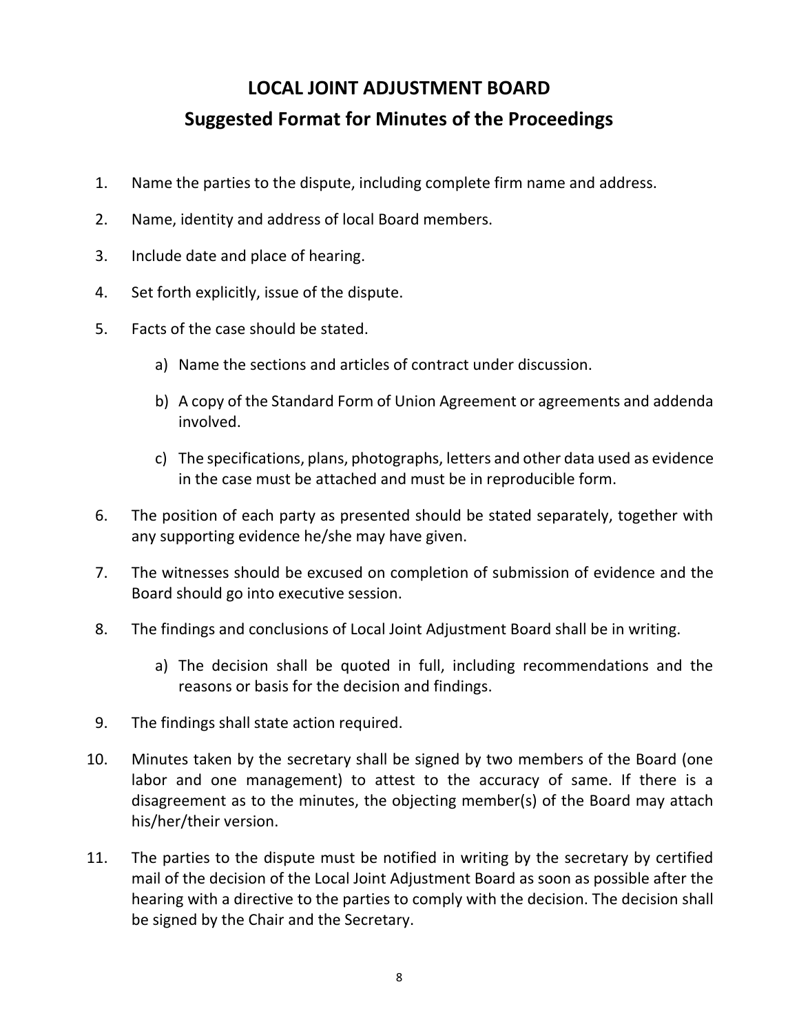# LOCAL JOINT ADJUSTMENT BOARD

## Suggested Format for Minutes of the Proceedings

1. Name the parties to the dispute, including complete firm name and address.
2. Name, identity and address of local Board members.
3. Include date and place of hearing.
4. Set forth explicitly, issue of the dispute.
5. Facts of the case should be stated.
    a) Name the sections and articles of contract under discussion.
    b) A copy of the Standard Form of Union Agreement or agreements and addenda involved.
    c) The specifications, plans, photographs, letters and other data used as evidence in the case must be attached and must be in reproducible form.
6. The position of each party as presented should be stated separately, together with any supporting evidence he/she may have given.
7. The witnesses should be excused on completion of submission of evidence and the Board should go into executive session.
8. The findings and conclusions of Local Joint Adjustment Board shall be in writing.
    a) The decision shall be quoted in full, including recommendations and the reasons or basis for the decision and findings.
9. The findings shall state action required.
10. Minutes taken by the secretary shall be signed by two members of the Board (one labor and one management) to attest to the accuracy of same. If there is a disagreement as to the minutes, the objecting member(s) of the Board may attach his/her/their version.
11. The parties to the dispute must be notified in writing by the secretary by certified mail of the decision of the Local Joint Adjustment Board as soon as possible after the hearing with a directive to the parties to comply with the decision. The decision shall be signed by the Chair and the Secretary.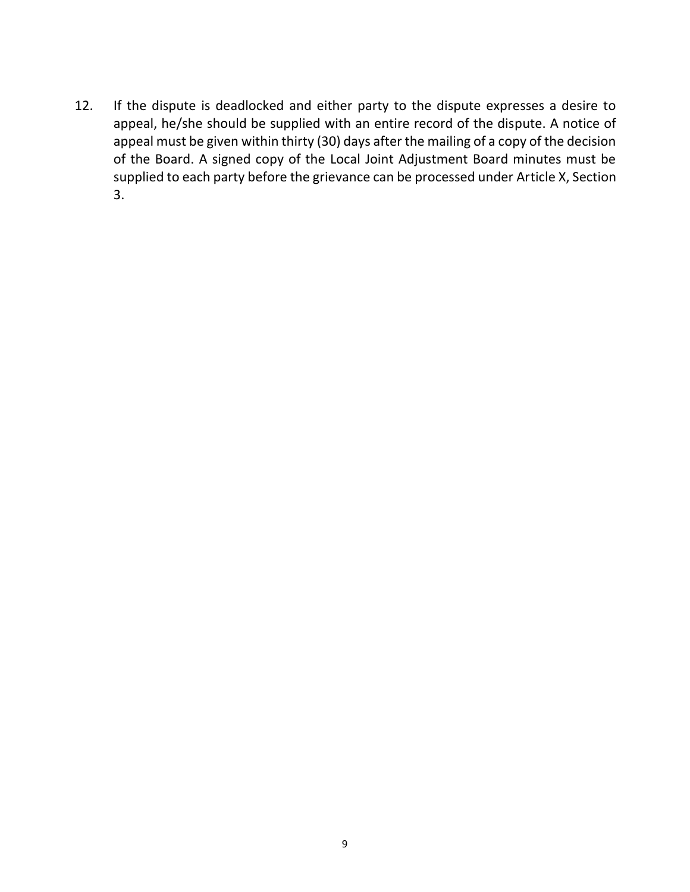12. If the dispute is deadlocked and either party to the dispute expresses a desire to appeal, he/she should be supplied with an entire record of the dispute. A notice of appeal must be given within thirty (30) days after the mailing of a copy of the decision of the Board. A signed copy of the Local Joint Adjustment Board minutes must be supplied to each party before the grievance can be processed under Article X, Section 3.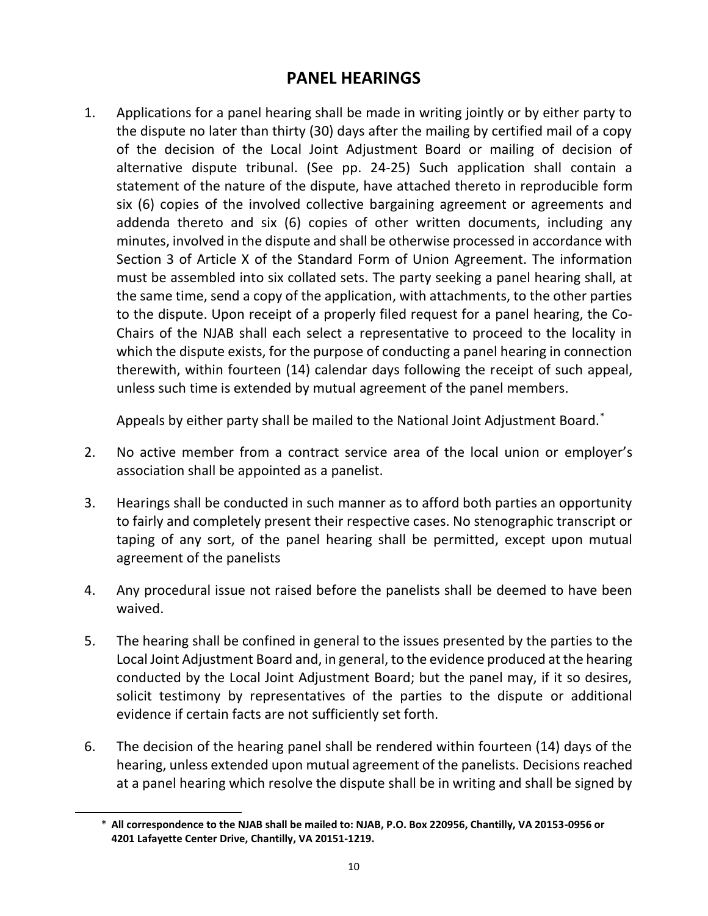## PANEL HEARINGS

1. Applications for a panel hearing shall be made in writing jointly or by either party to the dispute no later than thirty (30) days after the mailing by certified mail of a copy of the decision of the Local Joint Adjustment Board or mailing of decision of alternative dispute tribunal. (See pp. 24-25) Such application shall contain a statement of the nature of the dispute, have attached thereto in reproducible form six (6) copies of the involved collective bargaining agreement or agreements and addenda thereto and six (6) copies of other written documents, including any minutes, involved in the dispute and shall be otherwise processed in accordance with Section 3 of Article X of the Standard Form of Union Agreement. The information must be assembled into six collated sets. The party seeking a panel hearing shall, at the same time, send a copy of the application, with attachments, to the other parties to the dispute. Upon receipt of a properly filed request for a panel hearing, the Co-Chairs of the NJAB shall each select a representative to proceed to the locality in which the dispute exists, for the purpose of conducting a panel hearing in connection therewith, within fourteen (14) calendar days following the receipt of such appeal, unless such time is extended by mutual agreement of the panel members.

   Appeals by either party shall be mailed to the National Joint Adjustment Board.*

2. No active member from a contract service area of the local union or employer's association shall be appointed as a panelist.

3. Hearings shall be conducted in such manner as to afford both parties an opportunity to fairly and completely present their respective cases. No stenographic transcript or taping of any sort, of the panel hearing shall be permitted, except upon mutual agreement of the panelists

4. Any procedural issue not raised before the panelists shall be deemed to have been waived.

5. The hearing shall be confined in general to the issues presented by the parties to the Local Joint Adjustment Board and, in general, to the evidence produced at the hearing conducted by the Local Joint Adjustment Board; but the panel may, if it so desires, solicit testimony by representatives of the parties to the dispute or additional evidence if certain facts are not sufficiently set forth.

6. The decision of the hearing panel shall be rendered within fourteen (14) days of the hearing, unless extended upon mutual agreement of the panelists. Decisions reached at a panel hearing which resolve the dispute shall be in writing and shall be signed by

---

\* **All correspondence to the NJAB shall be mailed to: NJAB, P.O. Box 220956, Chantilly, VA 20153-0956 or 4201 Lafayette Center Drive, Chantilly, VA 20151-1219.**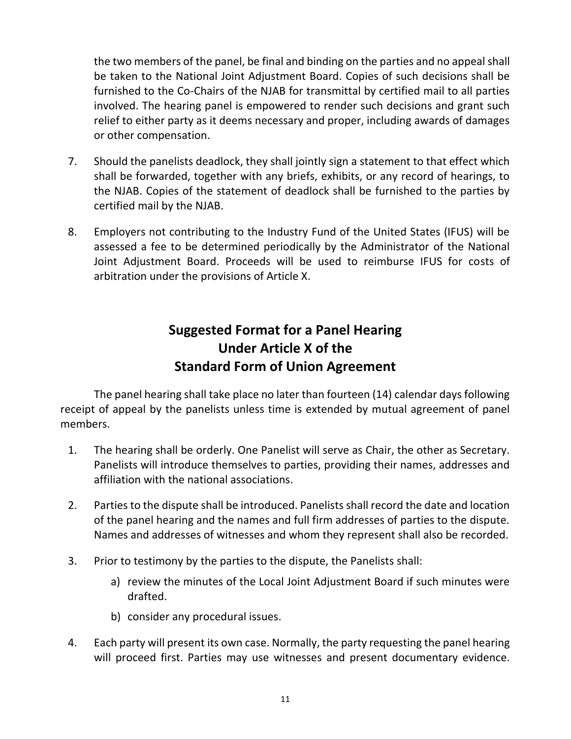the two members of the panel, be final and binding on the parties and no appeal shall be taken to the National Joint Adjustment Board. Copies of such decisions shall be furnished to the Co-Chairs of the NJAB for transmittal by certified mail to all parties involved. The hearing panel is empowered to render such decisions and grant such relief to either party as it deems necessary and proper, including awards of damages or other compensation.

7. Should the panelists deadlock, they shall jointly sign a statement to that effect which shall be forwarded, together with any briefs, exhibits, or any record of hearings, to the NJAB. Copies of the statement of deadlock shall be furnished to the parties by certified mail by the NJAB.

8. Employers not contributing to the Industry Fund of the United States (IFUS) will be assessed a fee to be determined periodically by the Administrator of the National Joint Adjustment Board. Proceeds will be used to reimburse IFUS for costs of arbitration under the provisions of Article X.

## Suggested Format for a Panel Hearing Under Article X of the Standard Form of Union Agreement

The panel hearing shall take place no later than fourteen (14) calendar days following receipt of appeal by the panelists unless time is extended by mutual agreement of panel members.

1. The hearing shall be orderly. One Panelist will serve as Chair, the other as Secretary. Panelists will introduce themselves to parties, providing their names, addresses and affiliation with the national associations.

2. Parties to the dispute shall be introduced. Panelists shall record the date and location of the panel hearing and the names and full firm addresses of parties to the dispute. Names and addresses of witnesses and whom they represent shall also be recorded.

3. Prior to testimony by the parties to the dispute, the Panelists shall:

   a) review the minutes of the Local Joint Adjustment Board if such minutes were drafted.

   b) consider any procedural issues.

4. Each party will present its own case. Normally, the party requesting the panel hearing will proceed first. Parties may use witnesses and present documentary evidence.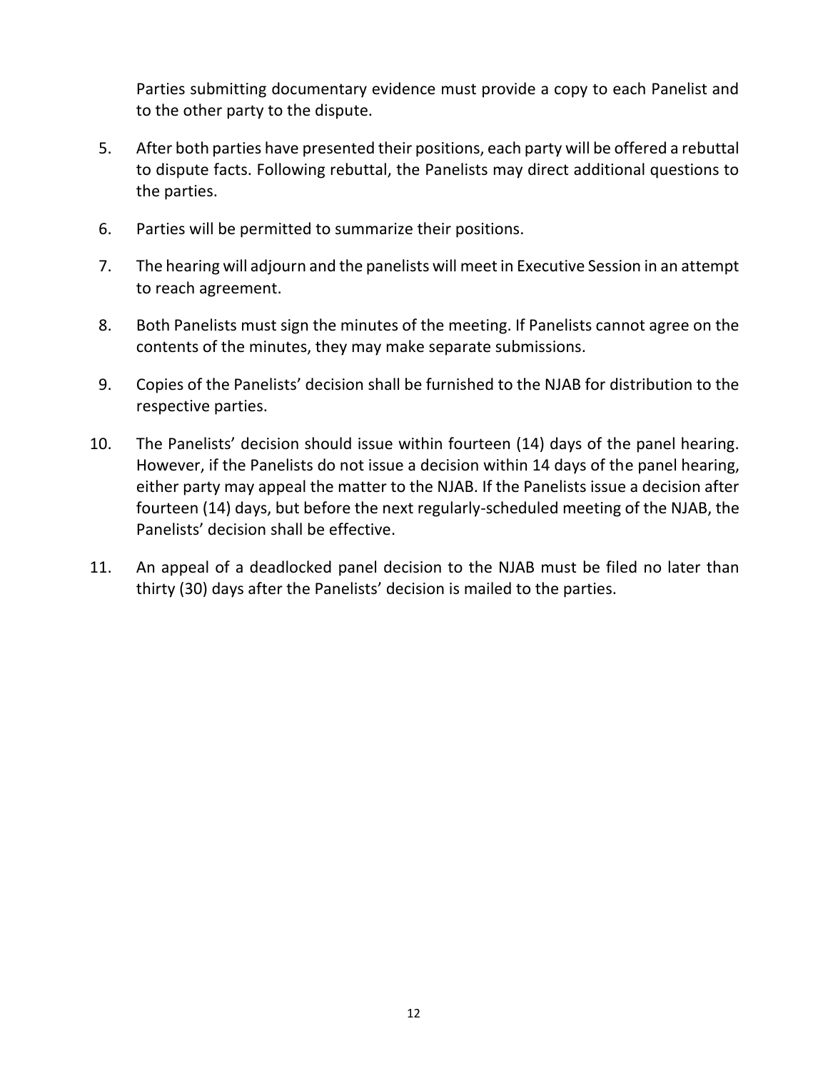Parties submitting documentary evidence must provide a copy to each Panelist and to the other party to the dispute.

5. After both parties have presented their positions, each party will be offered a rebuttal to dispute facts. Following rebuttal, the Panelists may direct additional questions to the parties.

6. Parties will be permitted to summarize their positions.

7. The hearing will adjourn and the panelists will meet in Executive Session in an attempt to reach agreement.

8. Both Panelists must sign the minutes of the meeting. If Panelists cannot agree on the contents of the minutes, they may make separate submissions.

9. Copies of the Panelists' decision shall be furnished to the NJAB for distribution to the respective parties.

10. The Panelists' decision should issue within fourteen (14) days of the panel hearing. However, if the Panelists do not issue a decision within 14 days of the panel hearing, either party may appeal the matter to the NJAB. If the Panelists issue a decision after fourteen (14) days, but before the next regularly-scheduled meeting of the NJAB, the Panelists' decision shall be effective.

11. An appeal of a deadlocked panel decision to the NJAB must be filed no later than thirty (30) days after the Panelists' decision is mailed to the parties.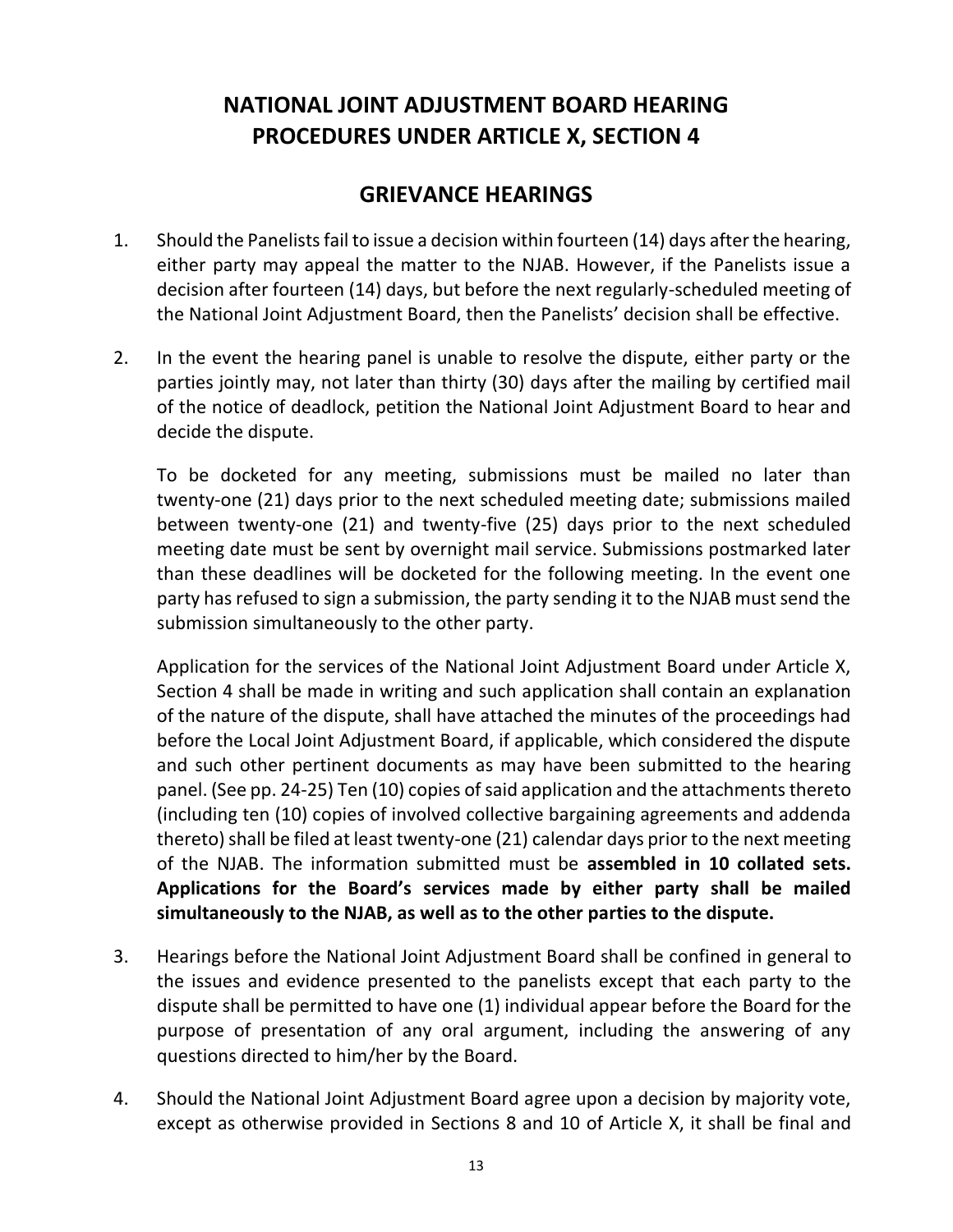# NATIONAL JOINT ADJUSTMENT BOARD HEARING PROCEDURES UNDER ARTICLE X, SECTION 4

## GRIEVANCE HEARINGS

1. Should the Panelists fail to issue a decision within fourteen (14) days after the hearing, either party may appeal the matter to the NJAB. However, if the Panelists issue a decision after fourteen (14) days, but before the next regularly-scheduled meeting of the National Joint Adjustment Board, then the Panelists' decision shall be effective.

2. In the event the hearing panel is unable to resolve the dispute, either party or the parties jointly may, not later than thirty (30) days after the mailing by certified mail of the notice of deadlock, petition the National Joint Adjustment Board to hear and decide the dispute.

   To be docketed for any meeting, submissions must be mailed no later than twenty-one (21) days prior to the next scheduled meeting date; submissions mailed between twenty-one (21) and twenty-five (25) days prior to the next scheduled meeting date must be sent by overnight mail service. Submissions postmarked later than these deadlines will be docketed for the following meeting. In the event one party has refused to sign a submission, the party sending it to the NJAB must send the submission simultaneously to the other party.

   Application for the services of the National Joint Adjustment Board under Article X, Section 4 shall be made in writing and such application shall contain an explanation of the nature of the dispute, shall have attached the minutes of the proceedings had before the Local Joint Adjustment Board, if applicable, which considered the dispute and such other pertinent documents as may have been submitted to the hearing panel. (See pp. 24-25) Ten (10) copies of said application and the attachments thereto (including ten (10) copies of involved collective bargaining agreements and addenda thereto) shall be filed at least twenty-one (21) calendar days prior to the next meeting of the NJAB. The information submitted must be **assembled in 10 collated sets. Applications for the Board's services made by either party shall be mailed simultaneously to the NJAB, as well as to the other parties to the dispute.**

3. Hearings before the National Joint Adjustment Board shall be confined in general to the issues and evidence presented to the panelists except that each party to the dispute shall be permitted to have one (1) individual appear before the Board for the purpose of presentation of any oral argument, including the answering of any questions directed to him/her by the Board.

4. Should the National Joint Adjustment Board agree upon a decision by majority vote, except as otherwise provided in Sections 8 and 10 of Article X, it shall be final and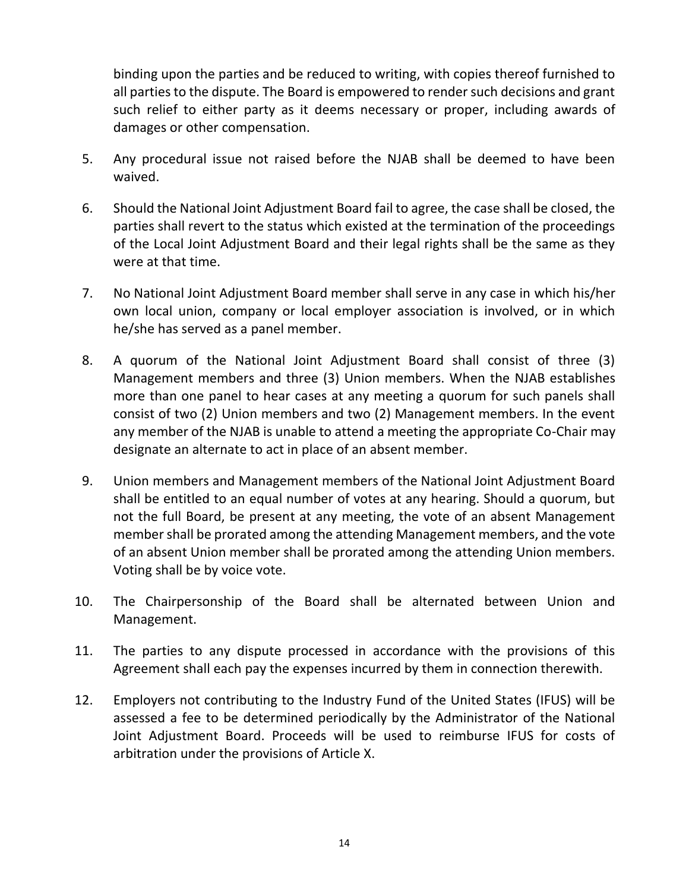binding upon the parties and be reduced to writing, with copies thereof furnished to all parties to the dispute. The Board is empowered to render such decisions and grant such relief to either party as it deems necessary or proper, including awards of damages or other compensation.

5. Any procedural issue not raised before the NJAB shall be deemed to have been waived.

6. Should the National Joint Adjustment Board fail to agree, the case shall be closed, the parties shall revert to the status which existed at the termination of the proceedings of the Local Joint Adjustment Board and their legal rights shall be the same as they were at that time.

7. No National Joint Adjustment Board member shall serve in any case in which his/her own local union, company or local employer association is involved, or in which he/she has served as a panel member.

8. A quorum of the National Joint Adjustment Board shall consist of three (3) Management members and three (3) Union members. When the NJAB establishes more than one panel to hear cases at any meeting a quorum for such panels shall consist of two (2) Union members and two (2) Management members. In the event any member of the NJAB is unable to attend a meeting the appropriate Co-Chair may designate an alternate to act in place of an absent member.

9. Union members and Management members of the National Joint Adjustment Board shall be entitled to an equal number of votes at any hearing. Should a quorum, but not the full Board, be present at any meeting, the vote of an absent Management member shall be prorated among the attending Management members, and the vote of an absent Union member shall be prorated among the attending Union members. Voting shall be by voice vote.

10. The Chairpersonship of the Board shall be alternated between Union and Management.

11. The parties to any dispute processed in accordance with the provisions of this Agreement shall each pay the expenses incurred by them in connection therewith.

12. Employers not contributing to the Industry Fund of the United States (IFUS) will be assessed a fee to be determined periodically by the Administrator of the National Joint Adjustment Board. Proceeds will be used to reimburse IFUS for costs of arbitration under the provisions of Article X.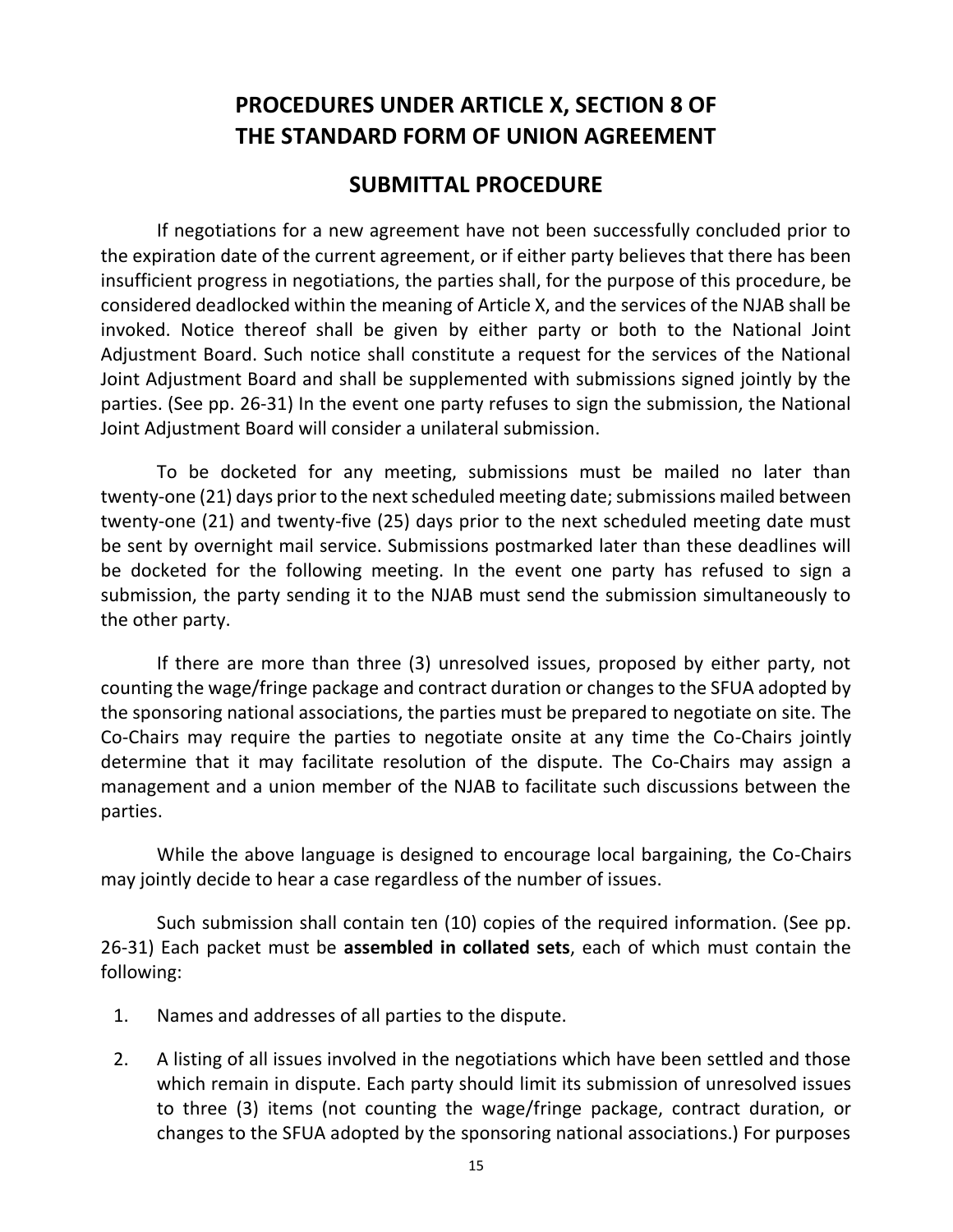# PROCEDURES UNDER ARTICLE X, SECTION 8 OF THE STANDARD FORM OF UNION AGREEMENT

## SUBMITTAL PROCEDURE

If negotiations for a new agreement have not been successfully concluded prior to the expiration date of the current agreement, or if either party believes that there has been insufficient progress in negotiations, the parties shall, for the purpose of this procedure, be considered deadlocked within the meaning of Article X, and the services of the NJAB shall be invoked. Notice thereof shall be given by either party or both to the National Joint Adjustment Board. Such notice shall constitute a request for the services of the National Joint Adjustment Board and shall be supplemented with submissions signed jointly by the parties. (See pp. 26-31) In the event one party refuses to sign the submission, the National Joint Adjustment Board will consider a unilateral submission.

To be docketed for any meeting, submissions must be mailed no later than twenty-one (21) days prior to the next scheduled meeting date; submissions mailed between twenty-one (21) and twenty-five (25) days prior to the next scheduled meeting date must be sent by overnight mail service. Submissions postmarked later than these deadlines will be docketed for the following meeting. In the event one party has refused to sign a submission, the party sending it to the NJAB must send the submission simultaneously to the other party.

If there are more than three (3) unresolved issues, proposed by either party, not counting the wage/fringe package and contract duration or changes to the SFUA adopted by the sponsoring national associations, the parties must be prepared to negotiate on site. The Co-Chairs may require the parties to negotiate onsite at any time the Co-Chairs jointly determine that it may facilitate resolution of the dispute. The Co-Chairs may assign a management and a union member of the NJAB to facilitate such discussions between the parties.

While the above language is designed to encourage local bargaining, the Co-Chairs may jointly decide to hear a case regardless of the number of issues.

Such submission shall contain ten (10) copies of the required information. (See pp. 26-31) Each packet must be **assembled in collated sets**, each of which must contain the following:

1. Names and addresses of all parties to the dispute.
2. A listing of all issues involved in the negotiations which have been settled and those which remain in dispute. Each party should limit its submission of unresolved issues to three (3) items (not counting the wage/fringe package, contract duration, or changes to the SFUA adopted by the sponsoring national associations.) For purposes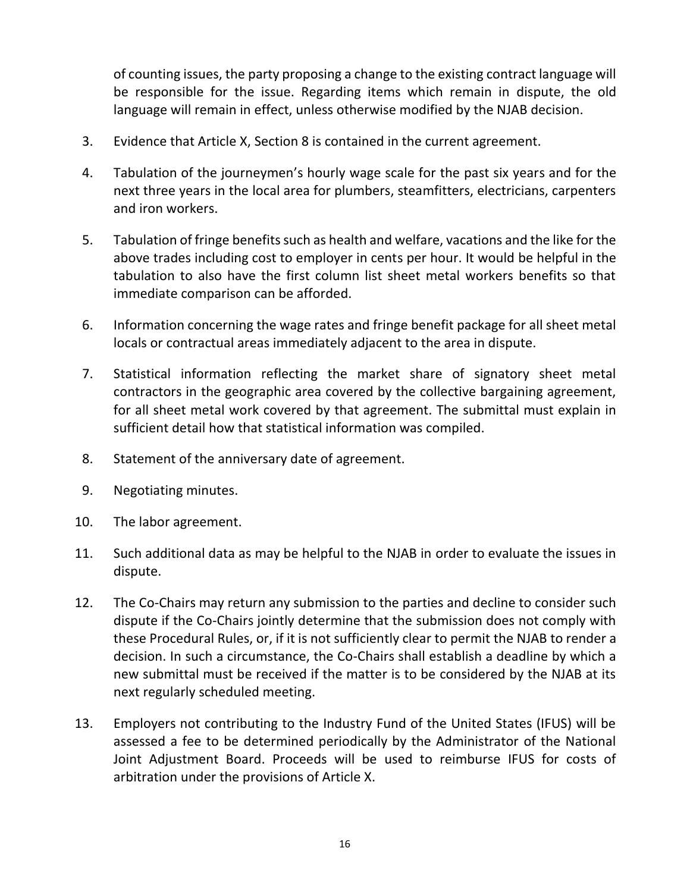of counting issues, the party proposing a change to the existing contract language will be responsible for the issue. Regarding items which remain in dispute, the old language will remain in effect, unless otherwise modified by the NJAB decision.

3. Evidence that Article X, Section 8 is contained in the current agreement.

4. Tabulation of the journeymen's hourly wage scale for the past six years and for the next three years in the local area for plumbers, steamfitters, electricians, carpenters and iron workers.

5. Tabulation of fringe benefits such as health and welfare, vacations and the like for the above trades including cost to employer in cents per hour. It would be helpful in the tabulation to also have the first column list sheet metal workers benefits so that immediate comparison can be afforded.

6. Information concerning the wage rates and fringe benefit package for all sheet metal locals or contractual areas immediately adjacent to the area in dispute.

7. Statistical information reflecting the market share of signatory sheet metal contractors in the geographic area covered by the collective bargaining agreement, for all sheet metal work covered by that agreement. The submittal must explain in sufficient detail how that statistical information was compiled.

8. Statement of the anniversary date of agreement.

9. Negotiating minutes.

10. The labor agreement.

11. Such additional data as may be helpful to the NJAB in order to evaluate the issues in dispute.

12. The Co-Chairs may return any submission to the parties and decline to consider such dispute if the Co-Chairs jointly determine that the submission does not comply with these Procedural Rules, or, if it is not sufficiently clear to permit the NJAB to render a decision. In such a circumstance, the Co-Chairs shall establish a deadline by which a new submittal must be received if the matter is to be considered by the NJAB at its next regularly scheduled meeting.

13. Employers not contributing to the Industry Fund of the United States (IFUS) will be assessed a fee to be determined periodically by the Administrator of the National Joint Adjustment Board. Proceeds will be used to reimburse IFUS for costs of arbitration under the provisions of Article X.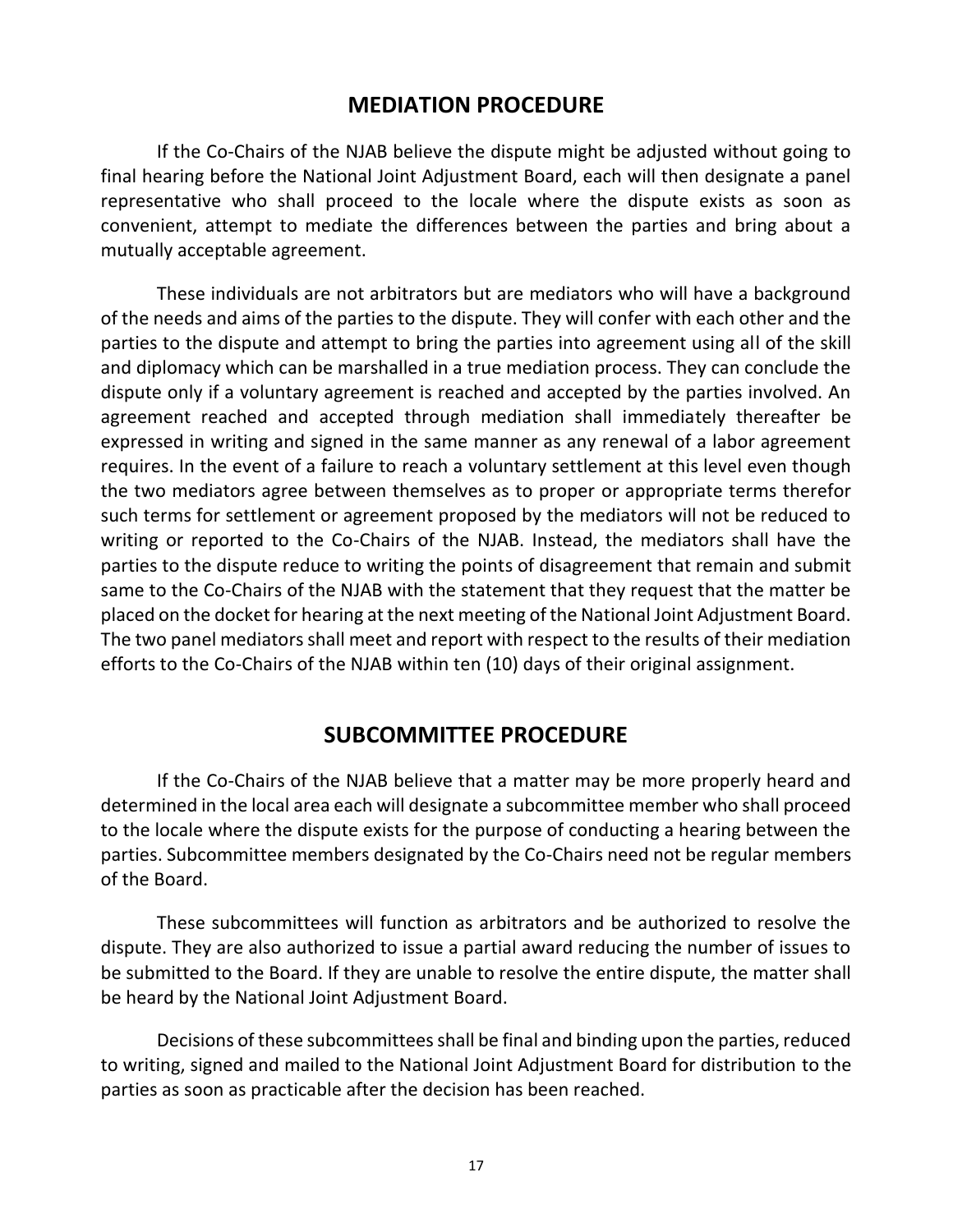## MEDIATION PROCEDURE

If the Co-Chairs of the NJAB believe the dispute might be adjusted without going to final hearing before the National Joint Adjustment Board, each will then designate a panel representative who shall proceed to the locale where the dispute exists as soon as convenient, attempt to mediate the differences between the parties and bring about a mutually acceptable agreement.

These individuals are not arbitrators but are mediators who will have a background of the needs and aims of the parties to the dispute. They will confer with each other and the parties to the dispute and attempt to bring the parties into agreement using all of the skill and diplomacy which can be marshalled in a true mediation process. They can conclude the dispute only if a voluntary agreement is reached and accepted by the parties involved. An agreement reached and accepted through mediation shall immediately thereafter be expressed in writing and signed in the same manner as any renewal of a labor agreement requires. In the event of a failure to reach a voluntary settlement at this level even though the two mediators agree between themselves as to proper or appropriate terms therefor such terms for settlement or agreement proposed by the mediators will not be reduced to writing or reported to the Co-Chairs of the NJAB. Instead, the mediators shall have the parties to the dispute reduce to writing the points of disagreement that remain and submit same to the Co-Chairs of the NJAB with the statement that they request that the matter be placed on the docket for hearing at the next meeting of the National Joint Adjustment Board. The two panel mediators shall meet and report with respect to the results of their mediation efforts to the Co-Chairs of the NJAB within ten (10) days of their original assignment.

## SUBCOMMITTEE PROCEDURE

If the Co-Chairs of the NJAB believe that a matter may be more properly heard and determined in the local area each will designate a subcommittee member who shall proceed to the locale where the dispute exists for the purpose of conducting a hearing between the parties. Subcommittee members designated by the Co-Chairs need not be regular members of the Board.

These subcommittees will function as arbitrators and be authorized to resolve the dispute. They are also authorized to issue a partial award reducing the number of issues to be submitted to the Board. If they are unable to resolve the entire dispute, the matter shall be heard by the National Joint Adjustment Board.

Decisions of these subcommittees shall be final and binding upon the parties, reduced to writing, signed and mailed to the National Joint Adjustment Board for distribution to the parties as soon as practicable after the decision has been reached.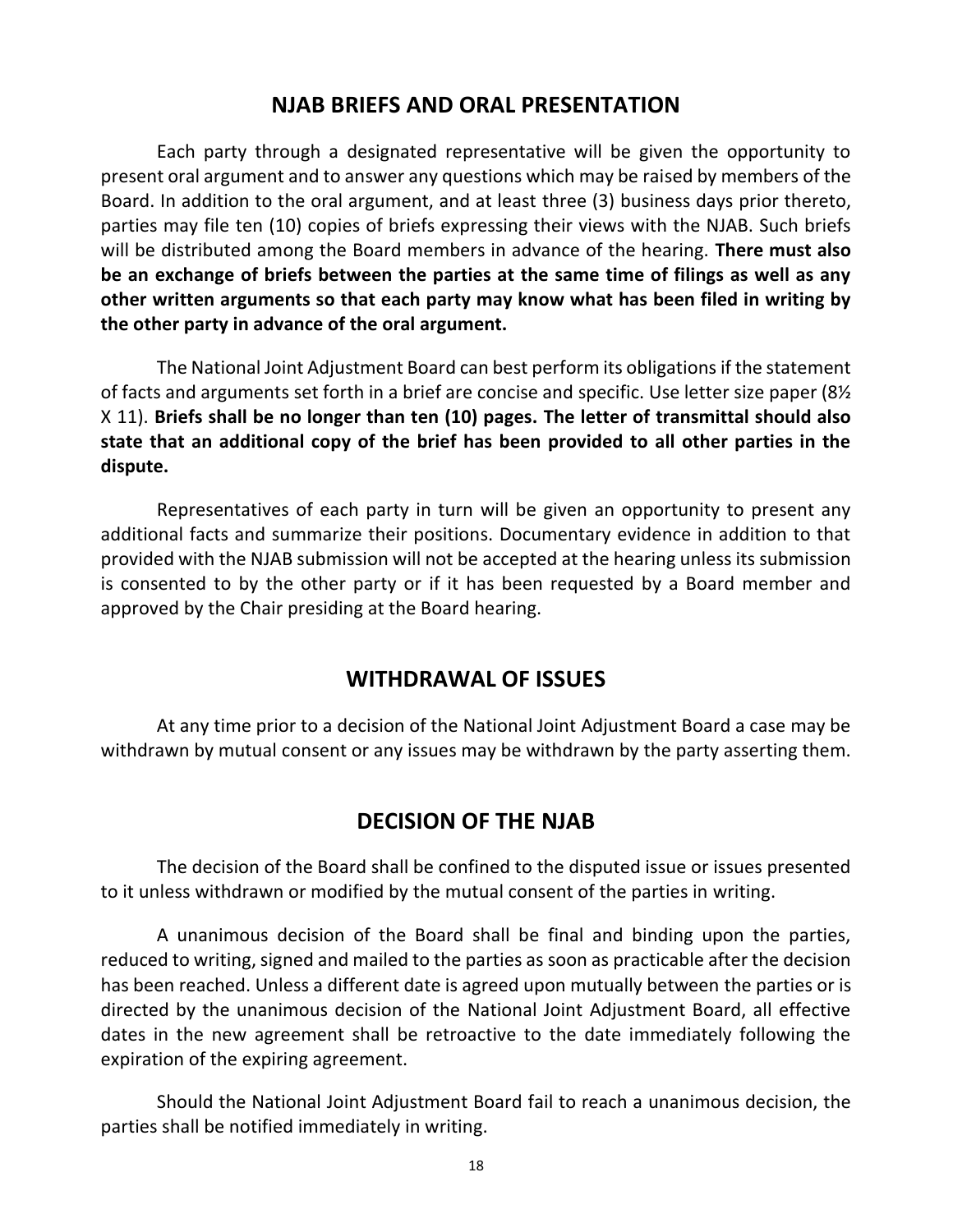## NJAB BRIEFS AND ORAL PRESENTATION

Each party through a designated representative will be given the opportunity to present oral argument and to answer any questions which may be raised by members of the Board. In addition to the oral argument, and at least three (3) business days prior thereto, parties may file ten (10) copies of briefs expressing their views with the NJAB. Such briefs will be distributed among the Board members in advance of the hearing. **There must also be an exchange of briefs between the parties at the same time of filings as well as any other written arguments so that each party may know what has been filed in writing by the other party in advance of the oral argument.**

The National Joint Adjustment Board can best perform its obligations if the statement of facts and arguments set forth in a brief are concise and specific. Use letter size paper (8½ X 11). **Briefs shall be no longer than ten (10) pages. The letter of transmittal should also state that an additional copy of the brief has been provided to all other parties in the dispute.**

Representatives of each party in turn will be given an opportunity to present any additional facts and summarize their positions. Documentary evidence in addition to that provided with the NJAB submission will not be accepted at the hearing unless its submission is consented to by the other party or if it has been requested by a Board member and approved by the Chair presiding at the Board hearing.

## WITHDRAWAL OF ISSUES

At any time prior to a decision of the National Joint Adjustment Board a case may be withdrawn by mutual consent or any issues may be withdrawn by the party asserting them.

## DECISION OF THE NJAB

The decision of the Board shall be confined to the disputed issue or issues presented to it unless withdrawn or modified by the mutual consent of the parties in writing.

A unanimous decision of the Board shall be final and binding upon the parties, reduced to writing, signed and mailed to the parties as soon as practicable after the decision has been reached. Unless a different date is agreed upon mutually between the parties or is directed by the unanimous decision of the National Joint Adjustment Board, all effective dates in the new agreement shall be retroactive to the date immediately following the expiration of the expiring agreement.

Should the National Joint Adjustment Board fail to reach a unanimous decision, the parties shall be notified immediately in writing.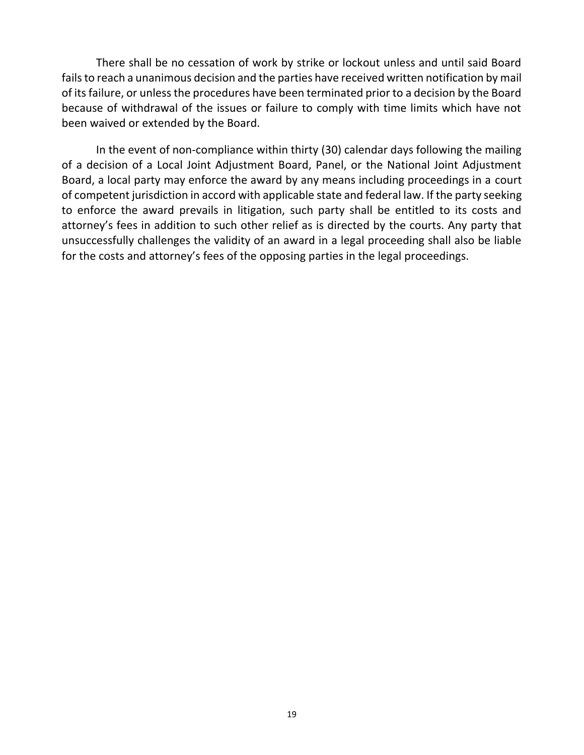There shall be no cessation of work by strike or lockout unless and until said Board fails to reach a unanimous decision and the parties have received written notification by mail of its failure, or unless the procedures have been terminated prior to a decision by the Board because of withdrawal of the issues or failure to comply with time limits which have not been waived or extended by the Board.

In the event of non-compliance within thirty (30) calendar days following the mailing of a decision of a Local Joint Adjustment Board, Panel, or the National Joint Adjustment Board, a local party may enforce the award by any means including proceedings in a court of competent jurisdiction in accord with applicable state and federal law. If the party seeking to enforce the award prevails in litigation, such party shall be entitled to its costs and attorney's fees in addition to such other relief as is directed by the courts. Any party that unsuccessfully challenges the validity of an award in a legal proceeding shall also be liable for the costs and attorney's fees of the opposing parties in the legal proceedings.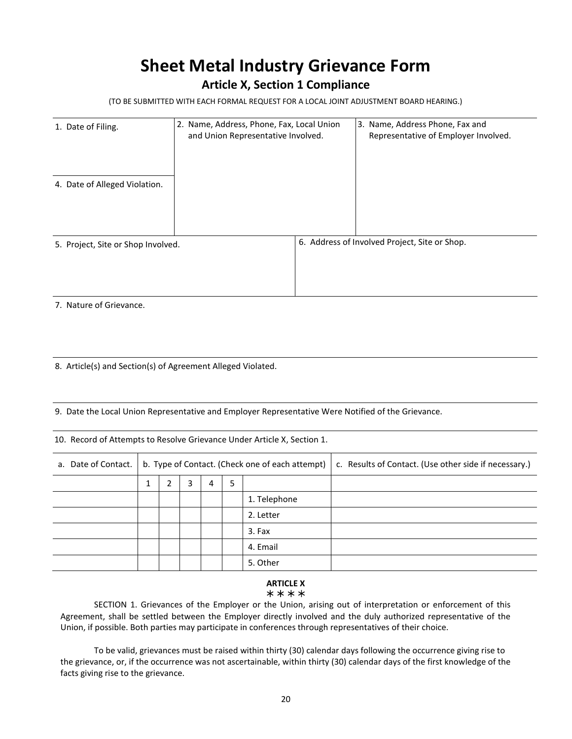# Sheet Metal Industry Grievance Form

## Article X, Section 1 Compliance

(TO BE SUBMITTED WITH EACH FORMAL REQUEST FOR A LOCAL JOINT ADJUSTMENT BOARD HEARING.)

| 1. Date of Filing. | 2. Name, Address, Phone, Fax, Local Union and Union Representative Involved. | 3. Name, Address Phone, Fax and Representative of Employer Involved. |
|---|---|---|
| 4. Date of Alleged Violation. | | |

| 5. Project, Site or Shop Involved. | 6. Address of Involved Project, Site or Shop. |
|---|---|

7. Nature of Grievance.

8. Article(s) and Section(s) of Agreement Alleged Violated.

9. Date the Local Union Representative and Employer Representative Were Notified of the Grievance.

10. Record of Attempts to Resolve Grievance Under Article X, Section 1.

| a. Date of Contact. | b. Type of Contact. (Check one of each attempt) | | | | | | c. Results of Contact. (Use other side if necessary.) |
|---|---|---|---|---|---|---|---|
| | 1 | 2 | 3 | 4 | 5 | | |
| | | | | | | 1. Telephone | |
| | | | | | | 2. Letter | |
| | | | | | | 3. Fax | |
| | | | | | | 4. Email | |
| | | | | | | 5. Other | |

**ARTICLE X**

* * * *

SECTION 1. Grievances of the Employer or the Union, arising out of interpretation or enforcement of this Agreement, shall be settled between the Employer directly involved and the duly authorized representative of the Union, if possible. Both parties may participate in conferences through representatives of their choice.

To be valid, grievances must be raised within thirty (30) calendar days following the occurrence giving rise to the grievance, or, if the occurrence was not ascertainable, within thirty (30) calendar days of the first knowledge of the facts giving rise to the grievance.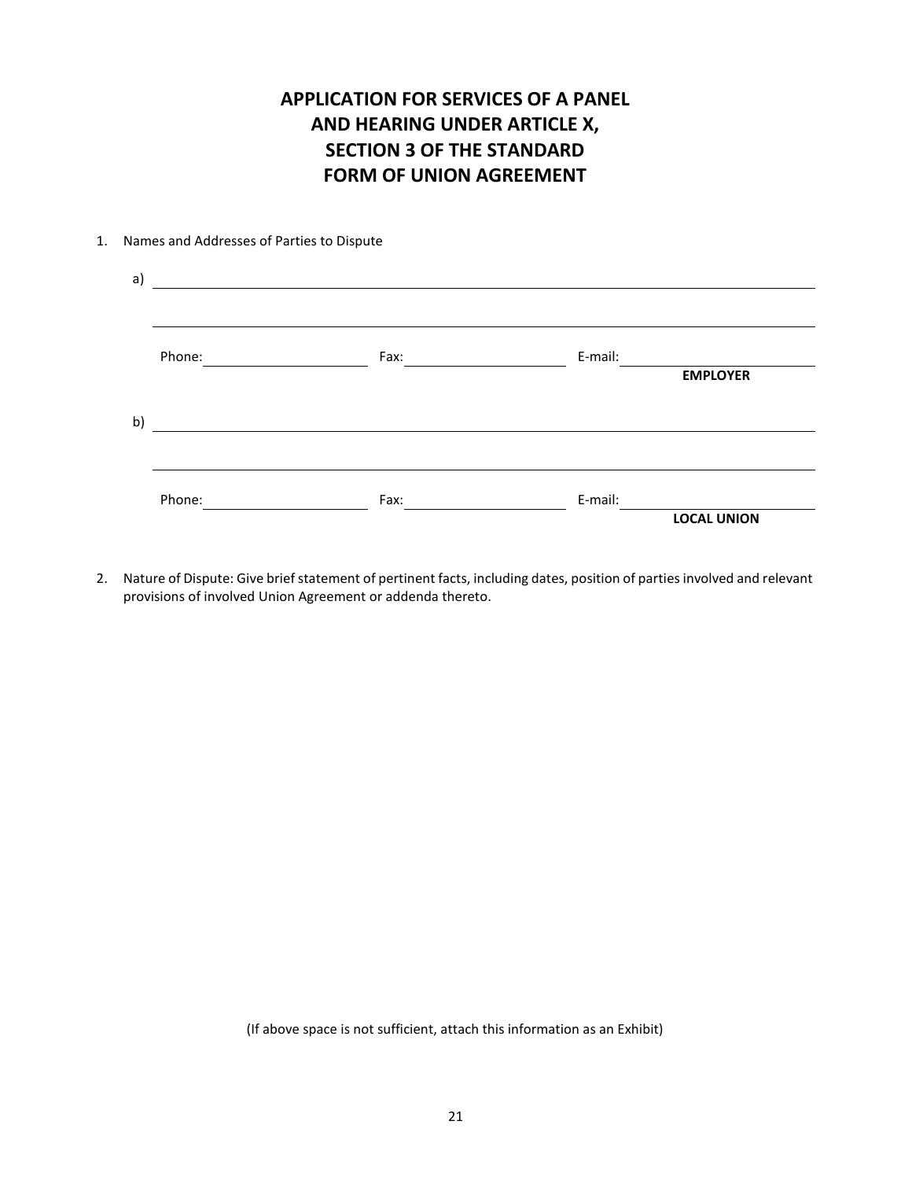# APPLICATION FOR SERVICES OF A PANEL AND HEARING UNDER ARTICLE X, SECTION 3 OF THE STANDARD FORM OF UNION AGREEMENT

1. Names and Addresses of Parties to Dispute

   a) ______________________________________________________________

   ______________________________________________________________

   Phone: ____________________ Fax: ____________________ E-mail: ____________________

   **EMPLOYER**

   b) ______________________________________________________________

   ______________________________________________________________

   Phone: ____________________ Fax: ____________________ E-mail: ____________________

   **LOCAL UNION**

2. Nature of Dispute: Give brief statement of pertinent facts, including dates, position of parties involved and relevant provisions of involved Union Agreement or addenda thereto.

(If above space is not sufficient, attach this information as an Exhibit)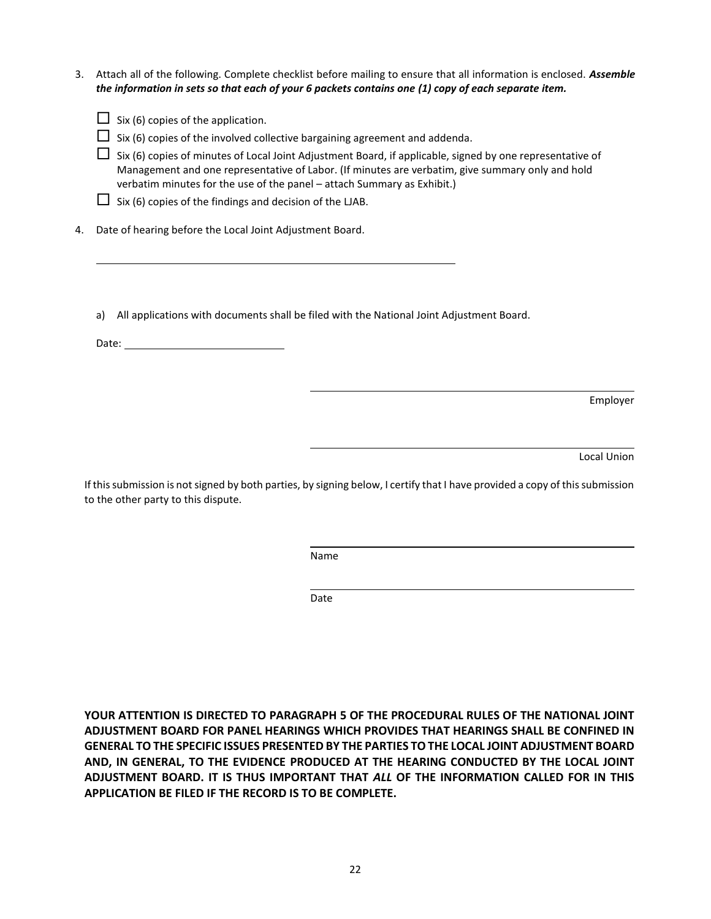3. Attach all of the following. Complete checklist before mailing to ensure that all information is enclosed. ***Assemble the information in sets so that each of your 6 packets contains one (1) copy of each separate item.***

   - ☐ Six (6) copies of the application.
   - ☐ Six (6) copies of the involved collective bargaining agreement and addenda.
   - ☐ Six (6) copies of minutes of Local Joint Adjustment Board, if applicable, signed by one representative of Management and one representative of Labor. (If minutes are verbatim, give summary only and hold verbatim minutes for the use of the panel – attach Summary as Exhibit.)
   - ☐ Six (6) copies of the findings and decision of the LJAB.

4. Date of hearing before the Local Joint Adjustment Board.

   \_\_\_\_\_\_\_\_\_\_\_\_\_\_\_\_\_\_\_\_\_\_\_\_\_\_\_\_\_\_\_\_\_\_\_\_\_\_\_\_

   a) All applications with documents shall be filed with the National Joint Adjustment Board.

   Date: \_\_\_\_\_\_\_\_\_\_\_\_\_\_\_\_\_\_\_\_

\_\_\_\_\_\_\_\_\_\_\_\_\_\_\_\_\_\_\_\_\_\_\_\_\_\_\_\_\_\_\_\_\_\_\_\_
Employer

\_\_\_\_\_\_\_\_\_\_\_\_\_\_\_\_\_\_\_\_\_\_\_\_\_\_\_\_\_\_\_\_\_\_\_\_
Local Union

If this submission is not signed by both parties, by signing below, I certify that I have provided a copy of this submission to the other party to this dispute.

\_\_\_\_\_\_\_\_\_\_\_\_\_\_\_\_\_\_\_\_\_\_\_\_\_\_\_\_\_\_\_\_\_\_\_\_
Name

\_\_\_\_\_\_\_\_\_\_\_\_\_\_\_\_\_\_\_\_\_\_\_\_\_\_\_\_\_\_\_\_\_\_\_\_
Date

**YOUR ATTENTION IS DIRECTED TO PARAGRAPH 5 OF THE PROCEDURAL RULES OF THE NATIONAL JOINT ADJUSTMENT BOARD FOR PANEL HEARINGS WHICH PROVIDES THAT HEARINGS SHALL BE CONFINED IN GENERAL TO THE SPECIFIC ISSUES PRESENTED BY THE PARTIES TO THE LOCAL JOINT ADJUSTMENT BOARD AND, IN GENERAL, TO THE EVIDENCE PRODUCED AT THE HEARING CONDUCTED BY THE LOCAL JOINT ADJUSTMENT BOARD. IT IS THUS IMPORTANT THAT *ALL* OF THE INFORMATION CALLED FOR IN THIS APPLICATION BE FILED IF THE RECORD IS TO BE COMPLETE.**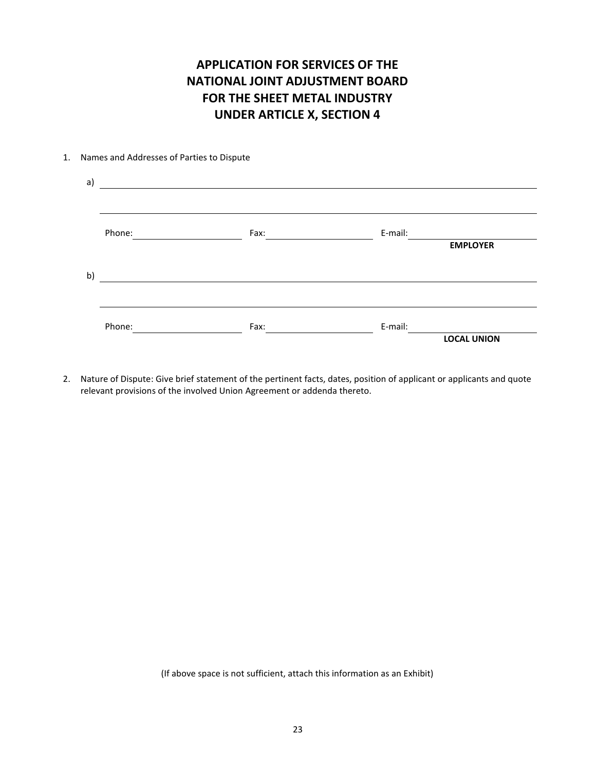# APPLICATION FOR SERVICES OF THE NATIONAL JOINT ADJUSTMENT BOARD FOR THE SHEET METAL INDUSTRY UNDER ARTICLE X, SECTION 4

1. Names and Addresses of Parties to Dispute

   a) ______________________________________________________________

   ______________________________________________________________

   Phone: ____________________ Fax: ____________________ E-mail: ____________________

   **EMPLOYER**

   b) ______________________________________________________________

   ______________________________________________________________

   Phone: ____________________ Fax: ____________________ E-mail: ____________________

   **LOCAL UNION**

2. Nature of Dispute: Give brief statement of the pertinent facts, dates, position of applicant or applicants and quote relevant provisions of the involved Union Agreement or addenda thereto.

(If above space is not sufficient, attach this information as an Exhibit)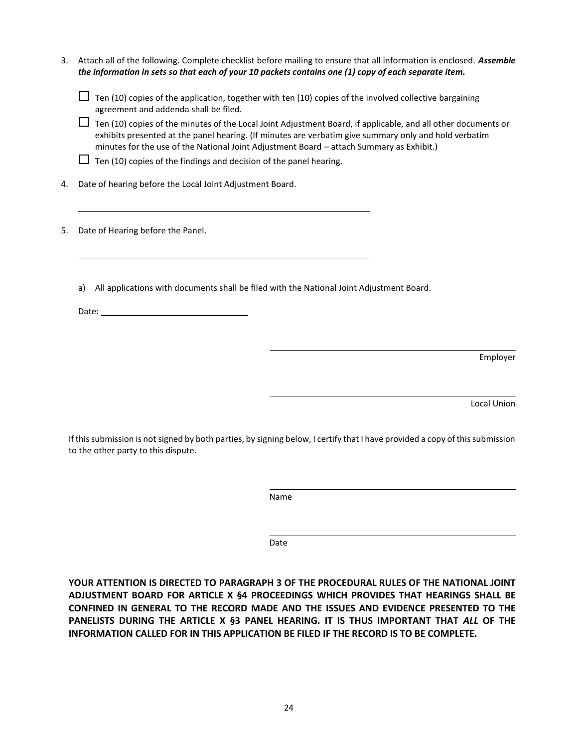3. Attach all of the following. Complete checklist before mailing to ensure that all information is enclosed. ***Assemble the information in sets so that each of your 10 packets contains one (1) copy of each separate item.***

   ☐ Ten (10) copies of the application, together with ten (10) copies of the involved collective bargaining agreement and addenda shall be filed.

   ☐ Ten (10) copies of the minutes of the Local Joint Adjustment Board, if applicable, and all other documents or exhibits presented at the panel hearing. (If minutes are verbatim give summary only and hold verbatim minutes for the use of the National Joint Adjustment Board – attach Summary as Exhibit.)

   ☐ Ten (10) copies of the findings and decision of the panel hearing.

4. Date of hearing before the Local Joint Adjustment Board.

   \_\_\_\_\_\_\_\_\_\_\_\_\_\_\_\_\_\_\_\_\_\_\_\_\_\_\_\_\_\_\_\_\_\_\_\_\_\_\_\_

5. Date of Hearing before the Panel.

   \_\_\_\_\_\_\_\_\_\_\_\_\_\_\_\_\_\_\_\_\_\_\_\_\_\_\_\_\_\_\_\_\_\_\_\_\_\_\_\_

   a) All applications with documents shall be filed with the National Joint Adjustment Board.

   Date: \_\_\_\_\_\_\_\_\_\_\_\_\_\_\_\_\_\_\_\_\_\_

\_\_\_\_\_\_\_\_\_\_\_\_\_\_\_\_\_\_\_\_\_\_\_\_\_\_\_\_\_\_\_\_\_\_\_\_
Employer

\_\_\_\_\_\_\_\_\_\_\_\_\_\_\_\_\_\_\_\_\_\_\_\_\_\_\_\_\_\_\_\_\_\_\_\_
Local Union

If this submission is not signed by both parties, by signing below, I certify that I have provided a copy of this submission to the other party to this dispute.

\_\_\_\_\_\_\_\_\_\_\_\_\_\_\_\_\_\_\_\_\_\_\_\_\_\_\_\_\_\_\_\_\_\_\_\_
Name

\_\_\_\_\_\_\_\_\_\_\_\_\_\_\_\_\_\_\_\_\_\_\_\_\_\_\_\_\_\_\_\_\_\_\_\_
Date

**YOUR ATTENTION IS DIRECTED TO PARAGRAPH 3 OF THE PROCEDURAL RULES OF THE NATIONAL JOINT ADJUSTMENT BOARD FOR ARTICLE X §4 PROCEEDINGS WHICH PROVIDES THAT HEARINGS SHALL BE CONFINED IN GENERAL TO THE RECORD MADE AND THE ISSUES AND EVIDENCE PRESENTED TO THE PANELISTS DURING THE ARTICLE X §3 PANEL HEARING. IT IS THUS IMPORTANT THAT *ALL* OF THE INFORMATION CALLED FOR IN THIS APPLICATION BE FILED IF THE RECORD IS TO BE COMPLETE.**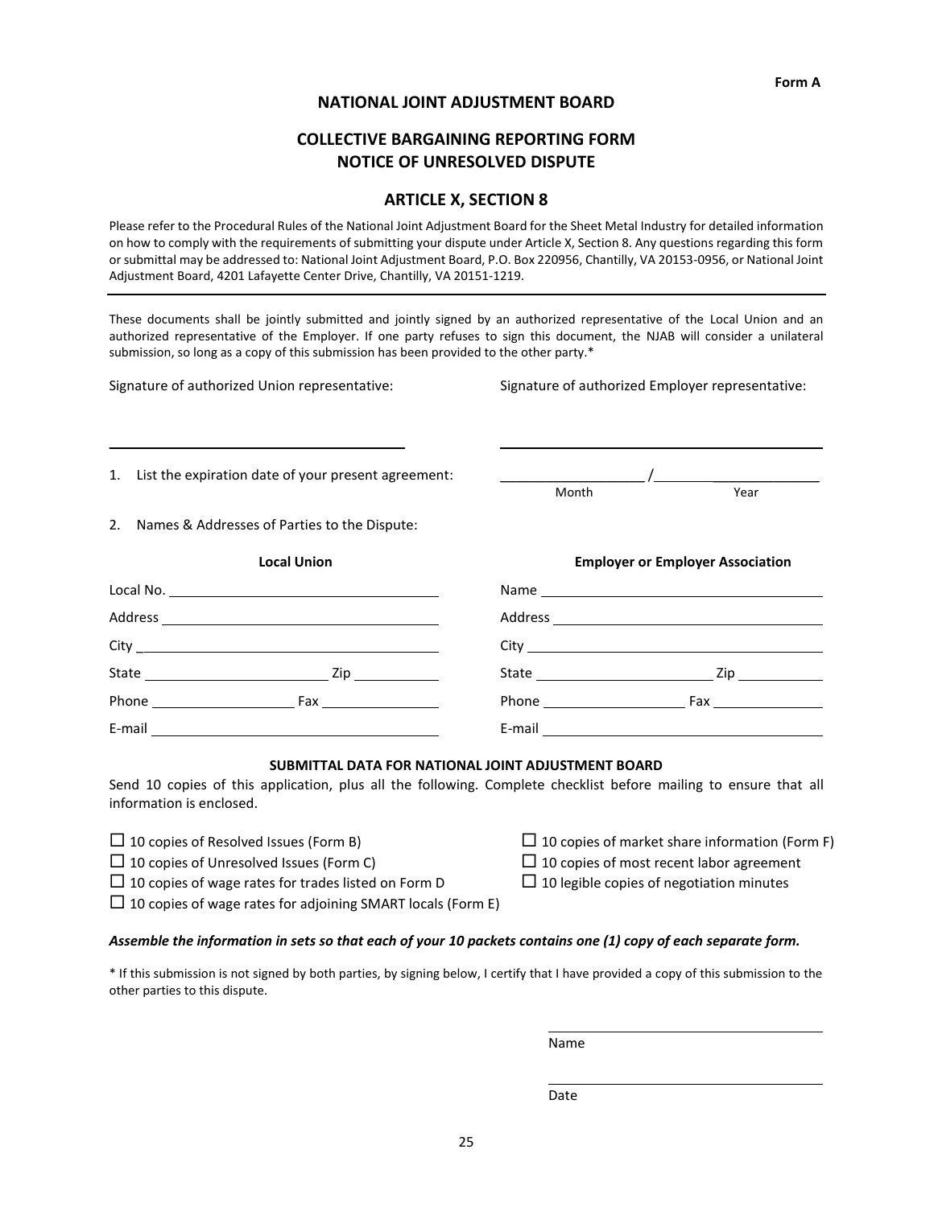**Form A**

# NATIONAL JOINT ADJUSTMENT BOARD

## COLLECTIVE BARGAINING REPORTING FORM
## NOTICE OF UNRESOLVED DISPUTE

## ARTICLE X, SECTION 8

Please refer to the Procedural Rules of the National Joint Adjustment Board for the Sheet Metal Industry for detailed information on how to comply with the requirements of submitting your dispute under Article X, Section 8. Any questions regarding this form or submittal may be addressed to: National Joint Adjustment Board, P.O. Box 220956, Chantilly, VA 20153-0956, or National Joint Adjustment Board, 4201 Lafayette Center Drive, Chantilly, VA 20151-1219.

---

These documents shall be jointly submitted and jointly signed by an authorized representative of the Local Union and an authorized representative of the Employer. If one party refuses to sign this document, the NJAB will consider a unilateral submission, so long as a copy of this submission has been provided to the other party.*

Signature of authorized Union representative: ______________________________

Signature of authorized Employer representative: ______________________________

1. List the expiration date of your present agreement: ____________ / ____________
   Month / Year

2. Names & Addresses of Parties to the Dispute:

| **Local Union** | **Employer or Employer Association** |
|---|---|
| Local No. ____________________ | Name ____________________ |
| Address ____________________ | Address ____________________ |
| City ____________________ | City ____________________ |
| State ____________ Zip ________ | State ____________ Zip ________ |
| Phone ____________ Fax ________ | Phone ____________ Fax ________ |
| E-mail ____________________ | E-mail ____________________ |

### SUBMITTAL DATA FOR NATIONAL JOINT ADJUSTMENT BOARD

Send 10 copies of this application, plus all the following. Complete checklist before mailing to ensure that all information is enclosed.

- ☐ 10 copies of Resolved Issues (Form B)
- ☐ 10 copies of Unresolved Issues (Form C)
- ☐ 10 copies of wage rates for trades listed on Form D
- ☐ 10 copies of wage rates for adjoining SMART locals (Form E)
- ☐ 10 copies of market share information (Form F)
- ☐ 10 copies of most recent labor agreement
- ☐ 10 legible copies of negotiation minutes

***Assemble the information in sets so that each of your 10 packets contains one (1) copy of each separate form.***

* If this submission is not signed by both parties, by signing below, I certify that I have provided a copy of this submission to the other parties to this dispute.

______________________________
Name

______________________________
Date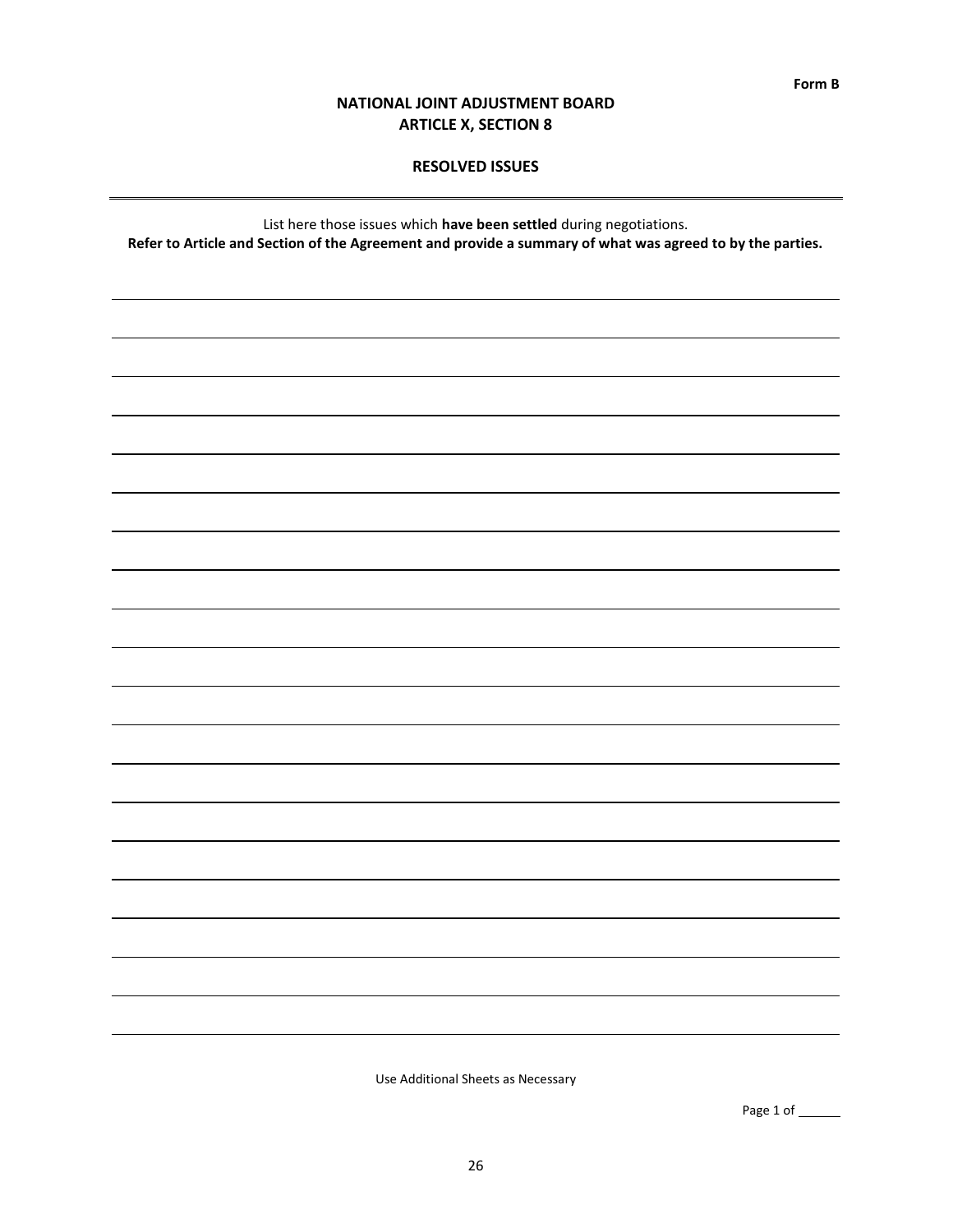Form B

# NATIONAL JOINT ADJUSTMENT BOARD
## ARTICLE X, SECTION 8

## RESOLVED ISSUES

---

List here those issues which **have been settled** during negotiations.
**Refer to Article and Section of the Agreement and provide a summary of what was agreed to by the parties.**

Use Additional Sheets as Necessary

Page 1 of ______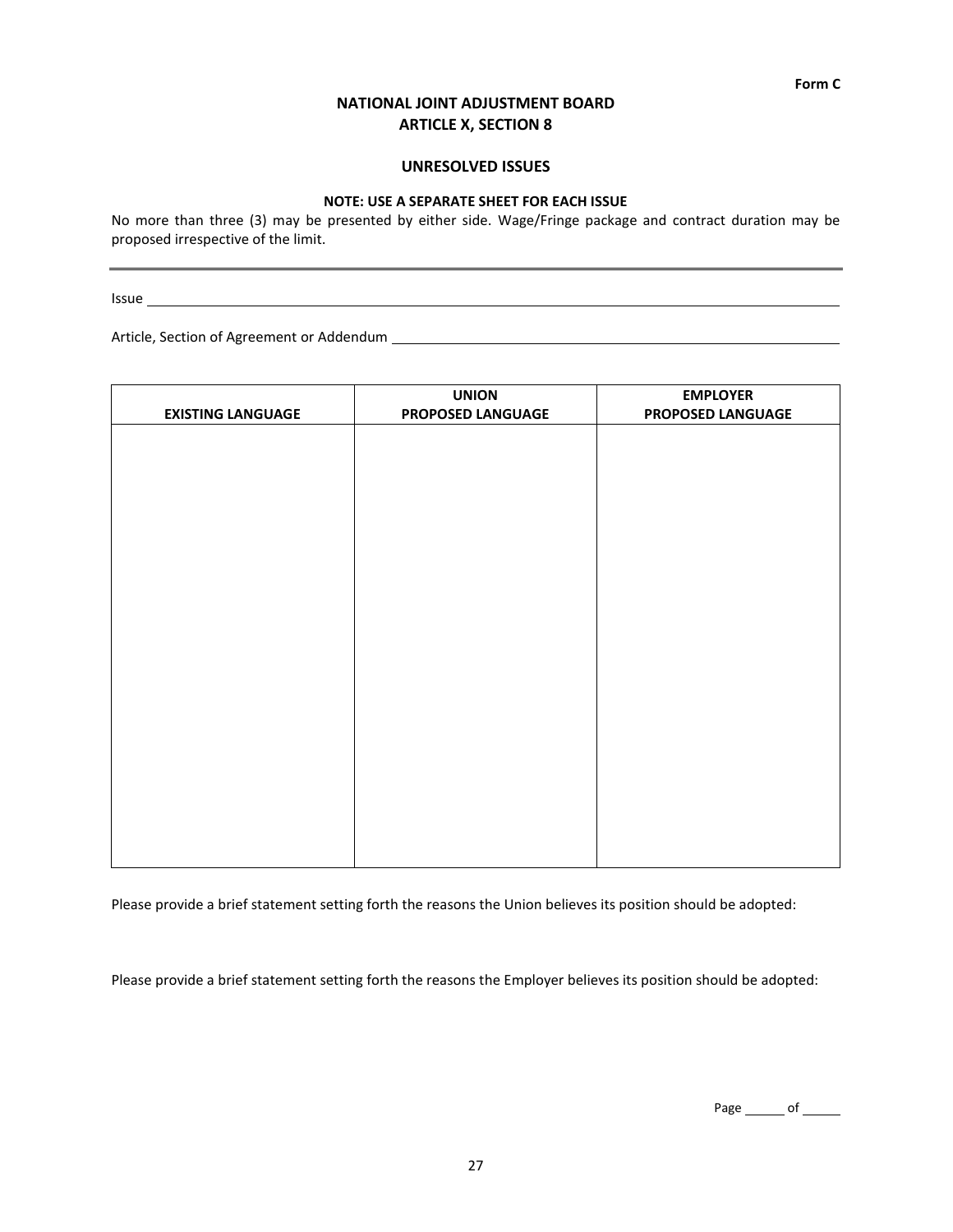**Form C**

# NATIONAL JOINT ADJUSTMENT BOARD
## ARTICLE X, SECTION 8

### UNRESOLVED ISSUES

**NOTE: USE A SEPARATE SHEET FOR EACH ISSUE**

No more than three (3) may be presented by either side. Wage/Fringe package and contract duration may be proposed irrespective of the limit.

---

Issue ____________________________________________________________

Article, Section of Agreement or Addendum ______________________________________

| EXISTING LANGUAGE | UNION PROPOSED LANGUAGE | EMPLOYER PROPOSED LANGUAGE |
|---|---|---|
| | | |

Please provide a brief statement setting forth the reasons the Union believes its position should be adopted:

Please provide a brief statement setting forth the reasons the Employer believes its position should be adopted:

Page ______ of ______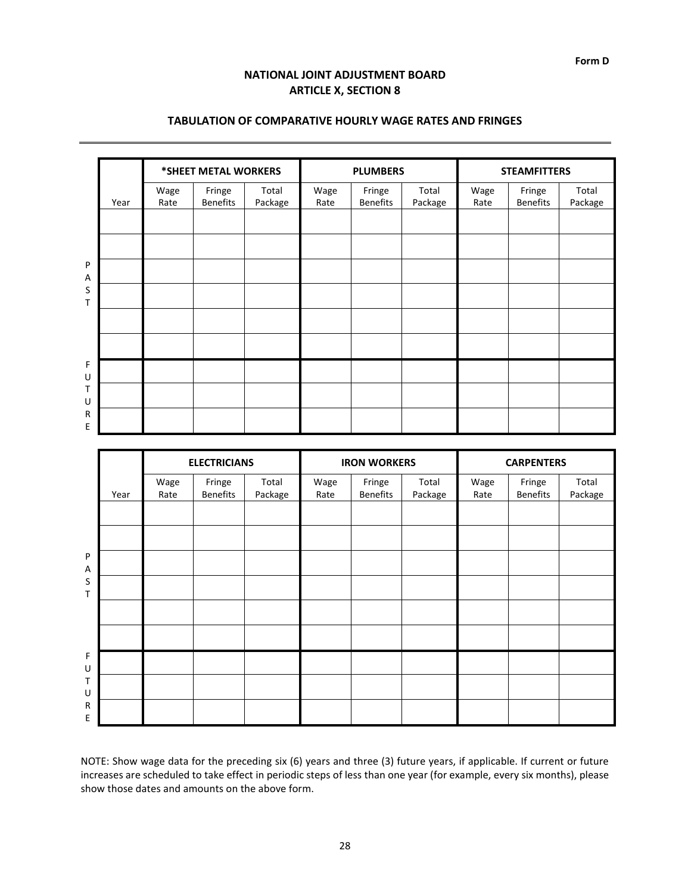**Form D**

## NATIONAL JOINT ADJUSTMENT BOARD
## ARTICLE X, SECTION 8

### TABULATION OF COMPARATIVE HOURLY WAGE RATES AND FRINGES

---

| | | *SHEET METAL WORKERS | | | PLUMBERS | | | STEAMFITTERS | | |
|---|---|---|---|---|---|---|---|---|---|---|
| | Year | Wage Rate | Fringe Benefits | Total Package | Wage Rate | Fringe Benefits | Total Package | Wage Rate | Fringe Benefits | Total Package |
| PAST | | | | | | | | | | |
| | | | | | | | | | | |
| | | | | | | | | | | |
| | | | | | | | | | | |
| | | | | | | | | | | |
| | | | | | | | | | | |
| FUTURE | | | | | | | | | | |
| | | | | | | | | | | |
| | | | | | | | | | | |

| | | ELECTRICIANS | | | IRON WORKERS | | | CARPENTERS | | |
|---|---|---|---|---|---|---|---|---|---|---|
| | Year | Wage Rate | Fringe Benefits | Total Package | Wage Rate | Fringe Benefits | Total Package | Wage Rate | Fringe Benefits | Total Package |
| PAST | | | | | | | | | | |
| | | | | | | | | | | |
| | | | | | | | | | | |
| | | | | | | | | | | |
| | | | | | | | | | | |
| | | | | | | | | | | |
| FUTURE | | | | | | | | | | |
| | | | | | | | | | | |
| | | | | | | | | | | |

NOTE: Show wage data for the preceding six (6) years and three (3) future years, if applicable. If current or future increases are scheduled to take effect in periodic steps of less than one year (for example, every six months), please show those dates and amounts on the above form.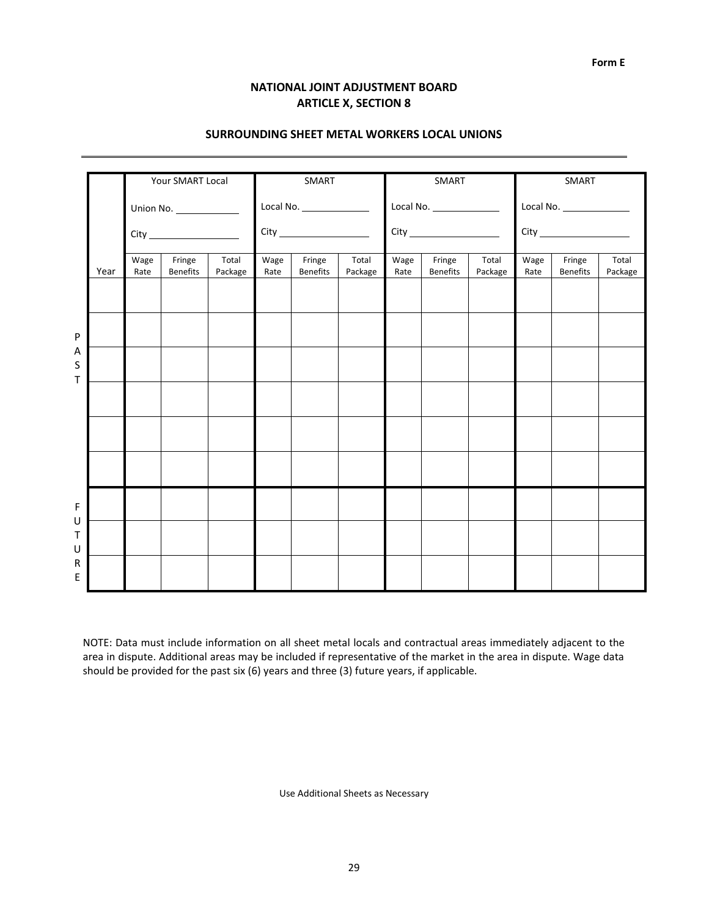Form E

## NATIONAL JOINT ADJUSTMENT BOARD
## ARTICLE X, SECTION 8

### SURROUNDING SHEET METAL WORKERS LOCAL UNIONS

---

| | | Your SMART Local<br>Union No. ____________<br>City ________________ | | | SMART<br>Local No. ____________<br>City ________________ | | | SMART<br>Local No. ____________<br>City ________________ | | | SMART<br>Local No. ____________<br>City ________________ | | |
|---|---|---|---|---|---|---|---|---|---|---|---|---|---|
| | Year | Wage Rate | Fringe Benefits | Total Package | Wage Rate | Fringe Benefits | Total Package | Wage Rate | Fringe Benefits | Total Package | Wage Rate | Fringe Benefits | Total Package |
| PAST | | | | | | | | | | | | | |
| | | | | | | | | | | | | | |
| | | | | | | | | | | | | | |
| | | | | | | | | | | | | | |
| | | | | | | | | | | | | | |
| | | | | | | | | | | | | | |
| FUTURE | | | | | | | | | | | | | |
| | | | | | | | | | | | | | |
| | | | | | | | | | | | | | |

NOTE: Data must include information on all sheet metal locals and contractual areas immediately adjacent to the area in dispute. Additional areas may be included if representative of the market in the area in dispute. Wage data should be provided for the past six (6) years and three (3) future years, if applicable.

Use Additional Sheets as Necessary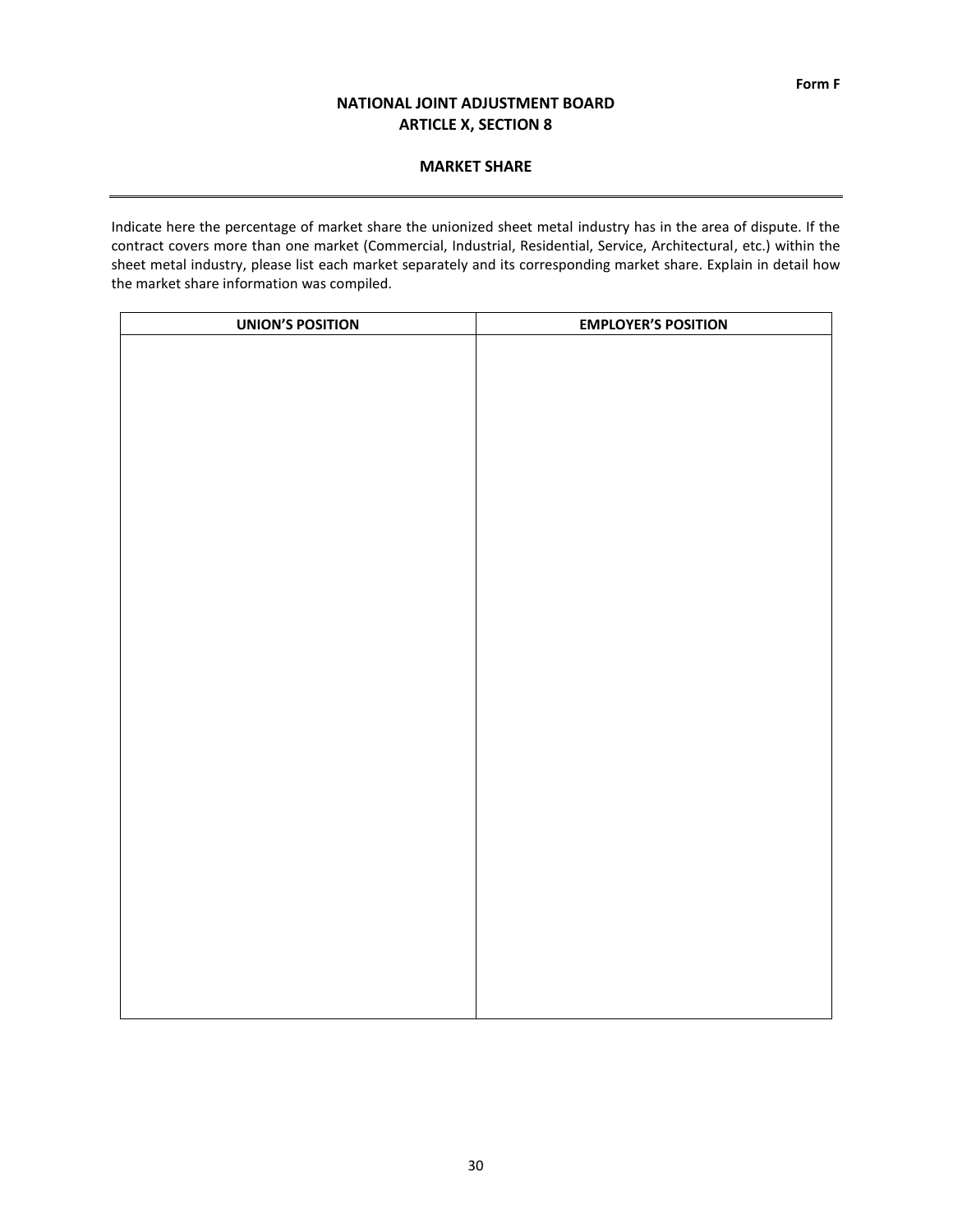Form F

# NATIONAL JOINT ADJUSTMENT BOARD
## ARTICLE X, SECTION 8

### MARKET SHARE

---

Indicate here the percentage of market share the unionized sheet metal industry has in the area of dispute. If the contract covers more than one market (Commercial, Industrial, Residential, Service, Architectural, etc.) within the sheet metal industry, please list each market separately and its corresponding market share. Explain in detail how the market share information was compiled.

| UNION'S POSITION | EMPLOYER'S POSITION |
|---|---|
| | |